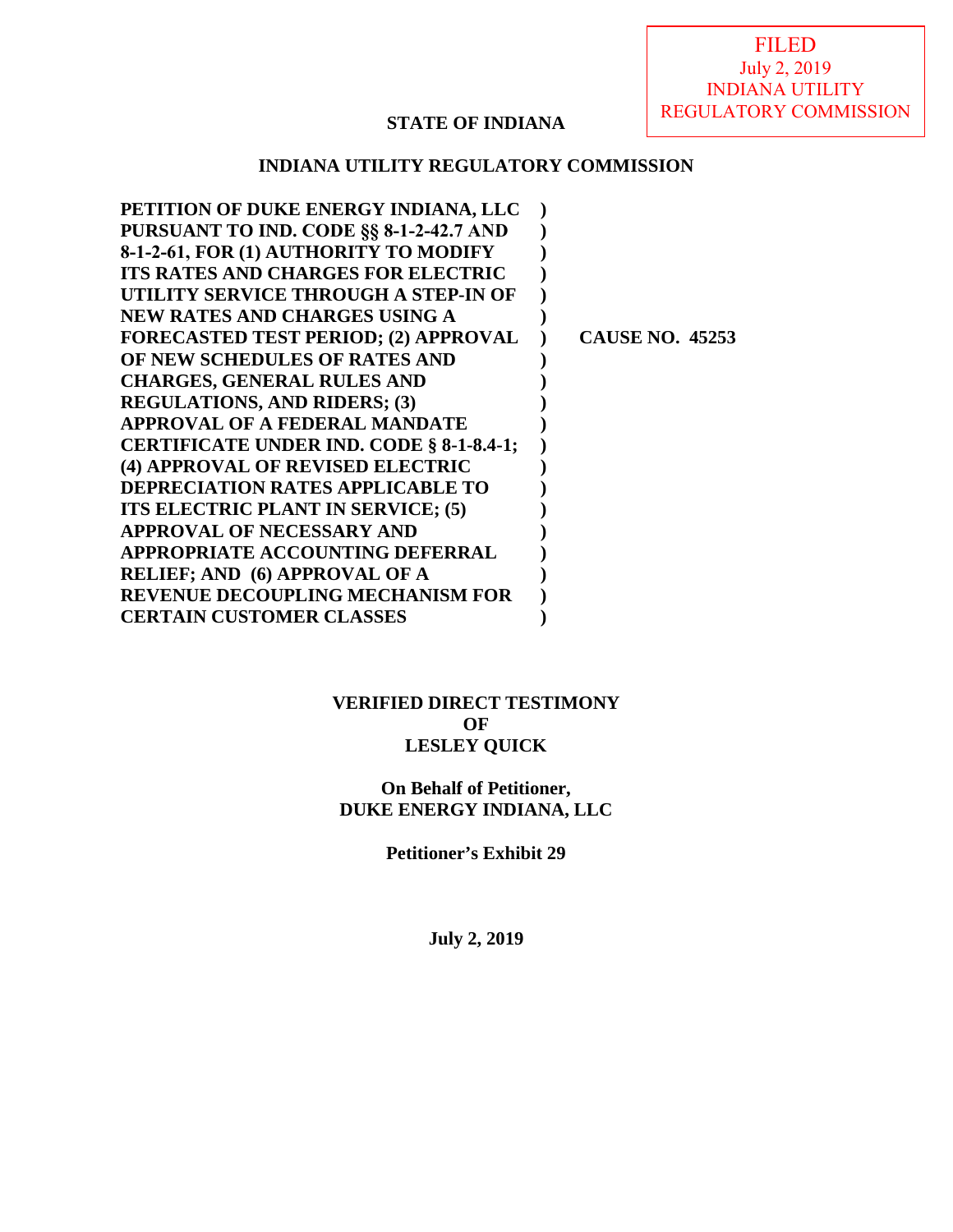FILED
July 2, 2019
INDIANA UTILITY
REGULATORY COMMISSION

**STATE OF INDIANA**

**INDIANA UTILITY REGULATORY COMMISSION**

| | | |
|---|---|---|
| **PETITION OF DUKE ENERGY INDIANA, LLC PURSUANT TO IND. CODE §§ 8-1-2-42.7 AND 8-1-2-61, FOR (1) AUTHORITY TO MODIFY ITS RATES AND CHARGES FOR ELECTRIC UTILITY SERVICE THROUGH A STEP-IN OF NEW RATES AND CHARGES USING A FORECASTED TEST PERIOD; (2) APPROVAL OF NEW SCHEDULES OF RATES AND CHARGES, GENERAL RULES AND REGULATIONS, AND RIDERS; (3) APPROVAL OF A FEDERAL MANDATE CERTIFICATE UNDER IND. CODE § 8-1-8.4-1; (4) APPROVAL OF REVISED ELECTRIC DEPRECIATION RATES APPLICABLE TO ITS ELECTRIC PLANT IN SERVICE; (5) APPROVAL OF NECESSARY AND APPROPRIATE ACCOUNTING DEFERRAL RELIEF; AND (6) APPROVAL OF A REVENUE DECOUPLING MECHANISM FOR CERTAIN CUSTOMER CLASSES** | ) | **CAUSE NO. 45253** |

**VERIFIED DIRECT TESTIMONY**
**OF**
**LESLEY QUICK**

**On Behalf of Petitioner,**
**DUKE ENERGY INDIANA, LLC**

**Petitioner's Exhibit 29**

**July 2, 2019**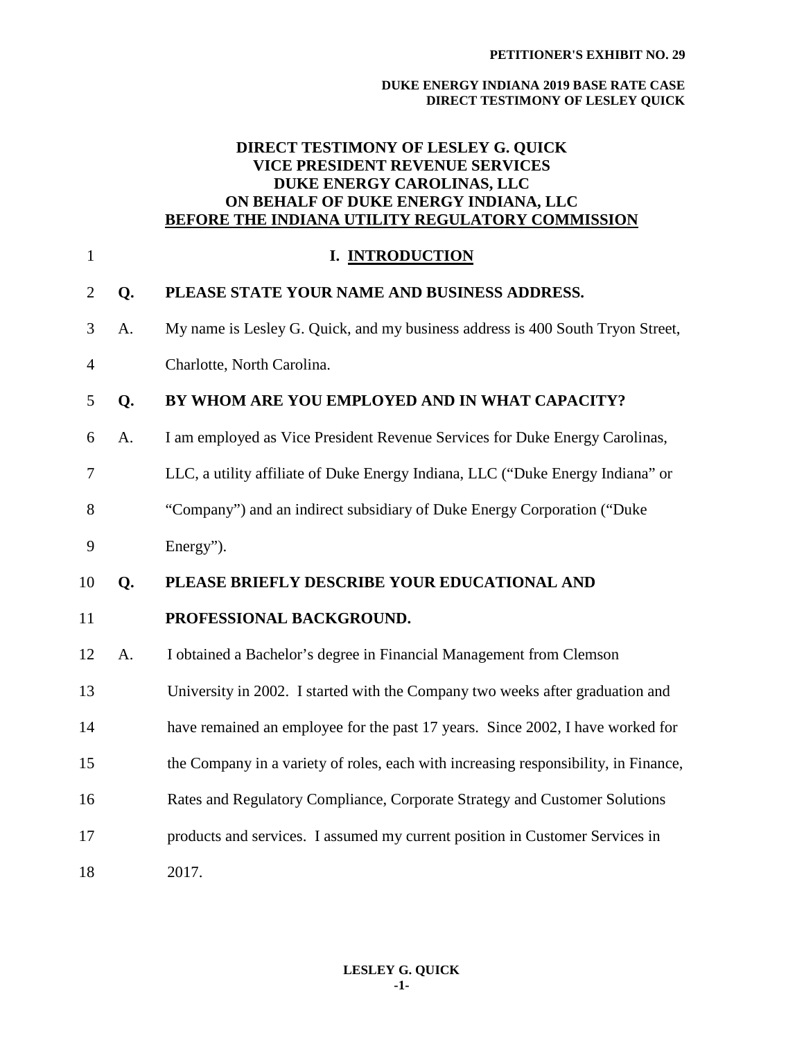**PETITIONER'S EXHIBIT NO. 29**

**DUKE ENERGY INDIANA 2019 BASE RATE CASE**
**DIRECT TESTIMONY OF LESLEY QUICK**

# DIRECT TESTIMONY OF LESLEY G. QUICK
## VICE PRESIDENT REVENUE SERVICES
## DUKE ENERGY CAROLINAS, LLC
## ON BEHALF OF DUKE ENERGY INDIANA, LLC
## BEFORE THE INDIANA UTILITY REGULATORY COMMISSION

## I. INTRODUCTION

**Q. PLEASE STATE YOUR NAME AND BUSINESS ADDRESS.**

A. My name is Lesley G. Quick, and my business address is 400 South Tryon Street, Charlotte, North Carolina.

**Q. BY WHOM ARE YOU EMPLOYED AND IN WHAT CAPACITY?**

A. I am employed as Vice President Revenue Services for Duke Energy Carolinas, LLC, a utility affiliate of Duke Energy Indiana, LLC ("Duke Energy Indiana" or "Company") and an indirect subsidiary of Duke Energy Corporation ("Duke Energy").

**Q. PLEASE BRIEFLY DESCRIBE YOUR EDUCATIONAL AND PROFESSIONAL BACKGROUND.**

A. I obtained a Bachelor's degree in Financial Management from Clemson University in 2002. I started with the Company two weeks after graduation and have remained an employee for the past 17 years. Since 2002, I have worked for the Company in a variety of roles, each with increasing responsibility, in Finance, Rates and Regulatory Compliance, Corporate Strategy and Customer Solutions products and services. I assumed my current position in Customer Services in 2017.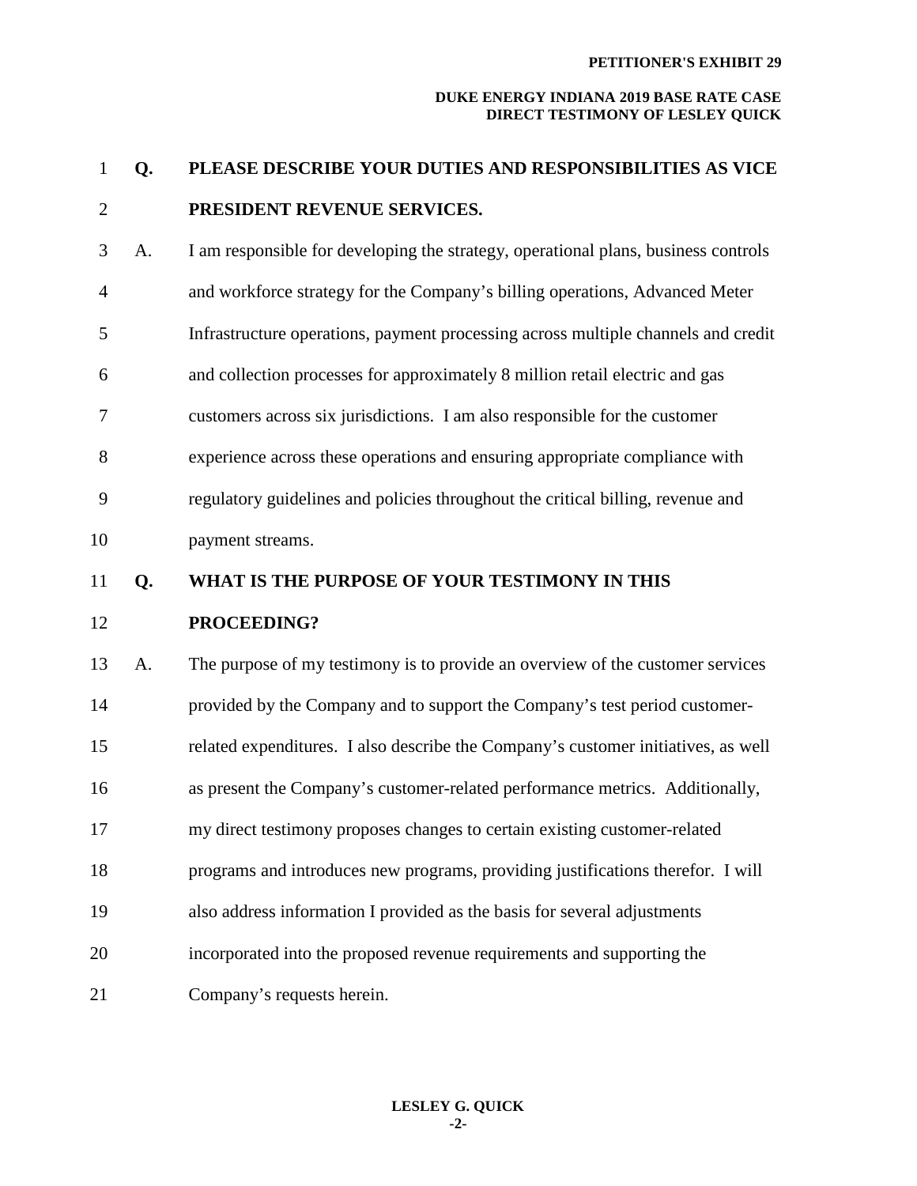**Q. PLEASE DESCRIBE YOUR DUTIES AND RESPONSIBILITIES AS VICE PRESIDENT REVENUE SERVICES.**

A. I am responsible for developing the strategy, operational plans, business controls and workforce strategy for the Company's billing operations, Advanced Meter Infrastructure operations, payment processing across multiple channels and credit and collection processes for approximately 8 million retail electric and gas customers across six jurisdictions. I am also responsible for the customer experience across these operations and ensuring appropriate compliance with regulatory guidelines and policies throughout the critical billing, revenue and payment streams.

**Q. WHAT IS THE PURPOSE OF YOUR TESTIMONY IN THIS PROCEEDING?**

A. The purpose of my testimony is to provide an overview of the customer services provided by the Company and to support the Company's test period customer-related expenditures. I also describe the Company's customer initiatives, as well as present the Company's customer-related performance metrics. Additionally, my direct testimony proposes changes to certain existing customer-related programs and introduces new programs, providing justifications therefor. I will also address information I provided as the basis for several adjustments incorporated into the proposed revenue requirements and supporting the Company's requests herein.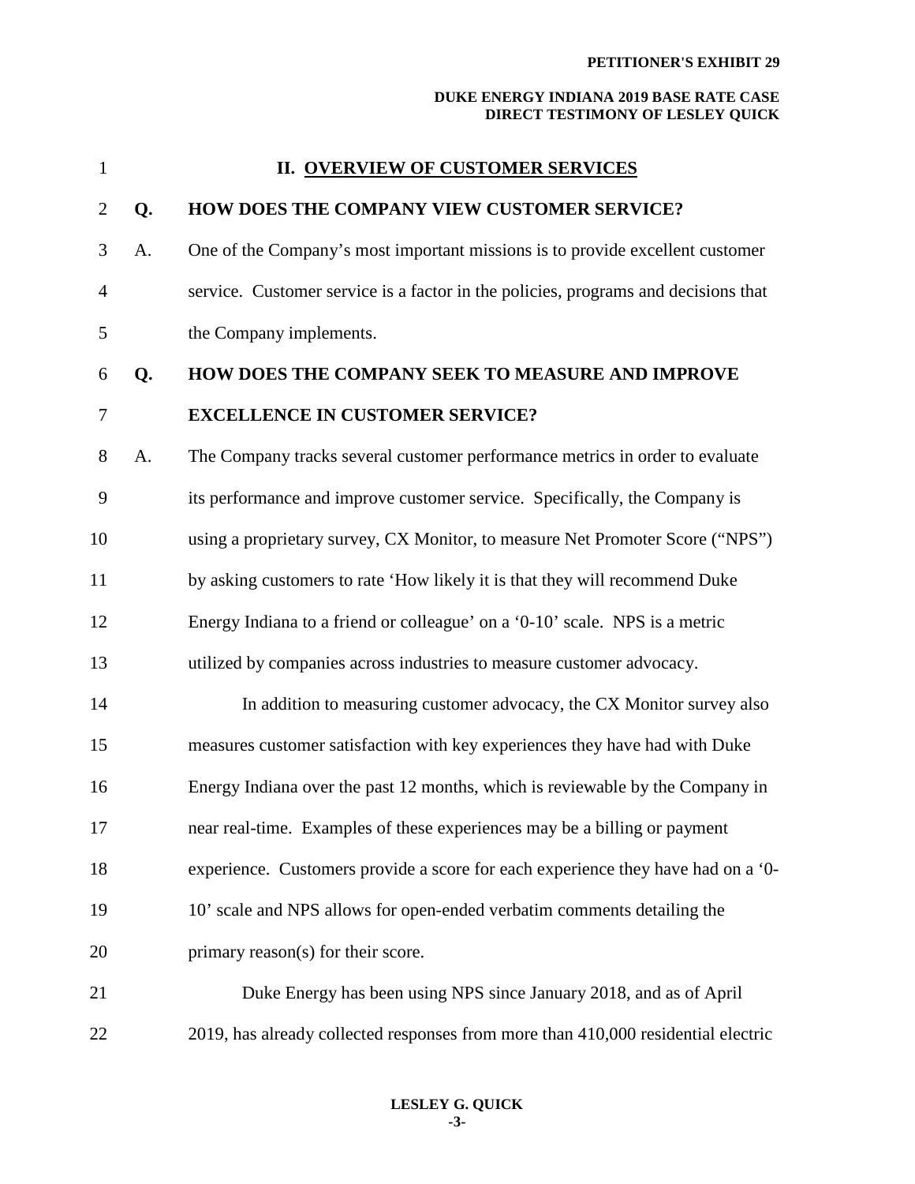## II. OVERVIEW OF CUSTOMER SERVICES

**Q. HOW DOES THE COMPANY VIEW CUSTOMER SERVICE?**

A. One of the Company's most important missions is to provide excellent customer service. Customer service is a factor in the policies, programs and decisions that the Company implements.

**Q. HOW DOES THE COMPANY SEEK TO MEASURE AND IMPROVE EXCELLENCE IN CUSTOMER SERVICE?**

A. The Company tracks several customer performance metrics in order to evaluate its performance and improve customer service. Specifically, the Company is using a proprietary survey, CX Monitor, to measure Net Promoter Score ("NPS") by asking customers to rate 'How likely it is that they will recommend Duke Energy Indiana to a friend or colleague' on a '0-10' scale. NPS is a metric utilized by companies across industries to measure customer advocacy.

In addition to measuring customer advocacy, the CX Monitor survey also measures customer satisfaction with key experiences they have had with Duke Energy Indiana over the past 12 months, which is reviewable by the Company in near real-time. Examples of these experiences may be a billing or payment experience. Customers provide a score for each experience they have had on a '0-10' scale and NPS allows for open-ended verbatim comments detailing the primary reason(s) for their score.

Duke Energy has been using NPS since January 2018, and as of April 2019, has already collected responses from more than 410,000 residential electric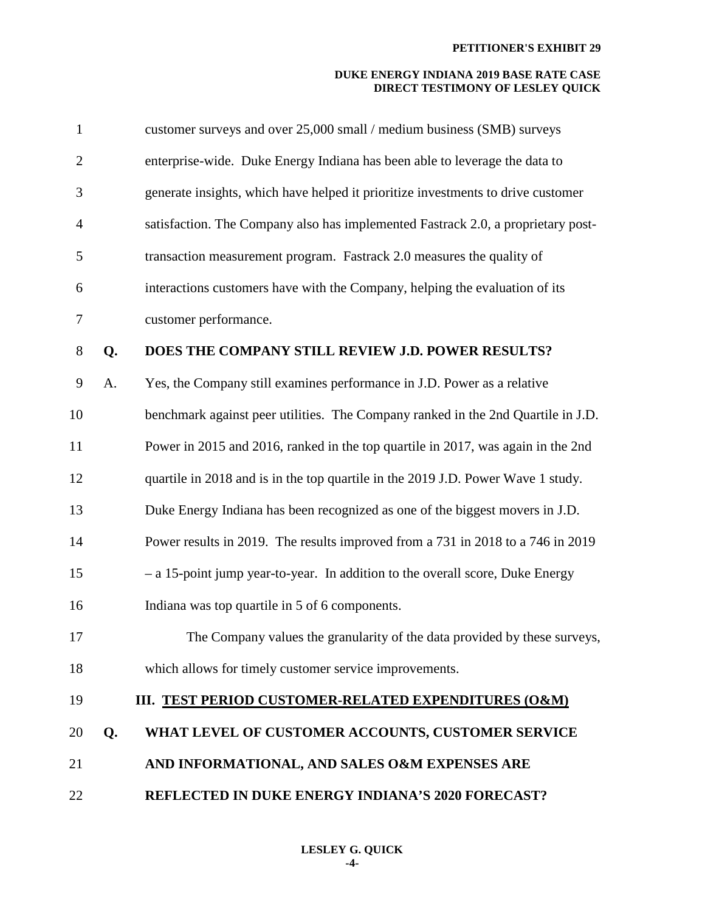customer surveys and over 25,000 small / medium business (SMB) surveys enterprise-wide. Duke Energy Indiana has been able to leverage the data to generate insights, which have helped it prioritize investments to drive customer satisfaction. The Company also has implemented Fastrack 2.0, a proprietary post-transaction measurement program. Fastrack 2.0 measures the quality of interactions customers have with the Company, helping the evaluation of its customer performance.

**Q. DOES THE COMPANY STILL REVIEW J.D. POWER RESULTS?**

A. Yes, the Company still examines performance in J.D. Power as a relative benchmark against peer utilities. The Company ranked in the 2nd Quartile in J.D. Power in 2015 and 2016, ranked in the top quartile in 2017, was again in the 2nd quartile in 2018 and is in the top quartile in the 2019 J.D. Power Wave 1 study. Duke Energy Indiana has been recognized as one of the biggest movers in J.D. Power results in 2019. The results improved from a 731 in 2018 to a 746 in 2019 – a 15-point jump year-to-year. In addition to the overall score, Duke Energy Indiana was top quartile in 5 of 6 components.

The Company values the granularity of the data provided by these surveys, which allows for timely customer service improvements.

## III. TEST PERIOD CUSTOMER-RELATED EXPENDITURES (O&M)

**Q. WHAT LEVEL OF CUSTOMER ACCOUNTS, CUSTOMER SERVICE AND INFORMATIONAL, AND SALES O&M EXPENSES ARE REFLECTED IN DUKE ENERGY INDIANA'S 2020 FORECAST?**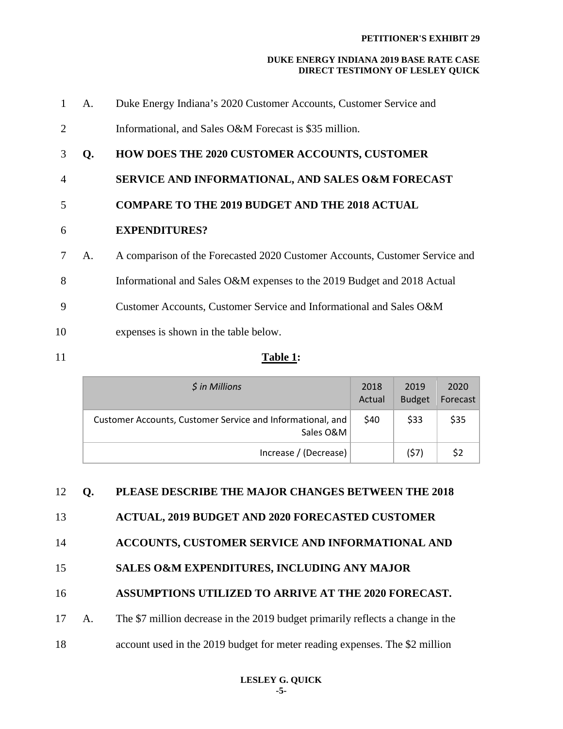A. Duke Energy Indiana's 2020 Customer Accounts, Customer Service and Informational, and Sales O&M Forecast is $35 million.

**Q. HOW DOES THE 2020 CUSTOMER ACCOUNTS, CUSTOMER SERVICE AND INFORMATIONAL, AND SALES O&M FORECAST COMPARE TO THE 2019 BUDGET AND THE 2018 ACTUAL EXPENDITURES?**

A. A comparison of the Forecasted 2020 Customer Accounts, Customer Service and Informational and Sales O&M expenses to the 2019 Budget and 2018 Actual Customer Accounts, Customer Service and Informational and Sales O&M expenses is shown in the table below.

**Table 1:**

| *$ in Millions* | 2018 Actual | 2019 Budget | 2020 Forecast |
|---|---|---|---|
| Customer Accounts, Customer Service and Informational, and Sales O&M | $40 | $33 | $35 |
| Increase / (Decrease) | | ($7) | $2 |

**Q. PLEASE DESCRIBE THE MAJOR CHANGES BETWEEN THE 2018 ACTUAL, 2019 BUDGET AND 2020 FORECASTED CUSTOMER ACCOUNTS, CUSTOMER SERVICE AND INFORMATIONAL AND SALES O&M EXPENDITURES, INCLUDING ANY MAJOR ASSUMPTIONS UTILIZED TO ARRIVE AT THE 2020 FORECAST.**

A. The $7 million decrease in the 2019 budget primarily reflects a change in the account used in the 2019 budget for meter reading expenses. The $2 million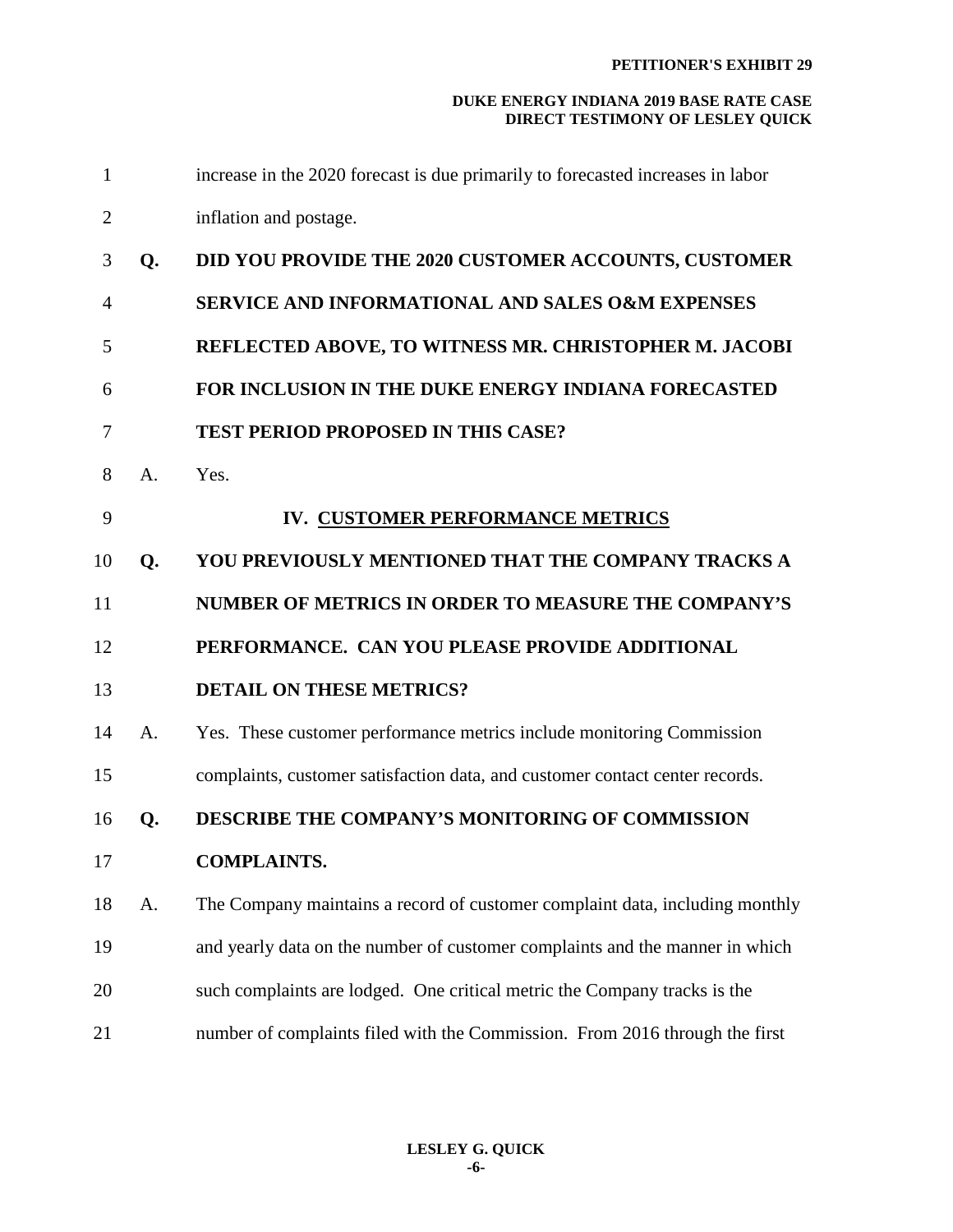increase in the 2020 forecast is due primarily to forecasted increases in labor inflation and postage.

**Q. DID YOU PROVIDE THE 2020 CUSTOMER ACCOUNTS, CUSTOMER SERVICE AND INFORMATIONAL AND SALES O&M EXPENSES REFLECTED ABOVE, TO WITNESS MR. CHRISTOPHER M. JACOBI FOR INCLUSION IN THE DUKE ENERGY INDIANA FORECASTED TEST PERIOD PROPOSED IN THIS CASE?**

A. Yes.

## IV. CUSTOMER PERFORMANCE METRICS

**Q. YOU PREVIOUSLY MENTIONED THAT THE COMPANY TRACKS A NUMBER OF METRICS IN ORDER TO MEASURE THE COMPANY'S PERFORMANCE. CAN YOU PLEASE PROVIDE ADDITIONAL DETAIL ON THESE METRICS?**

A. Yes. These customer performance metrics include monitoring Commission complaints, customer satisfaction data, and customer contact center records.

**Q. DESCRIBE THE COMPANY'S MONITORING OF COMMISSION COMPLAINTS.**

A. The Company maintains a record of customer complaint data, including monthly and yearly data on the number of customer complaints and the manner in which such complaints are lodged. One critical metric the Company tracks is the number of complaints filed with the Commission. From 2016 through the first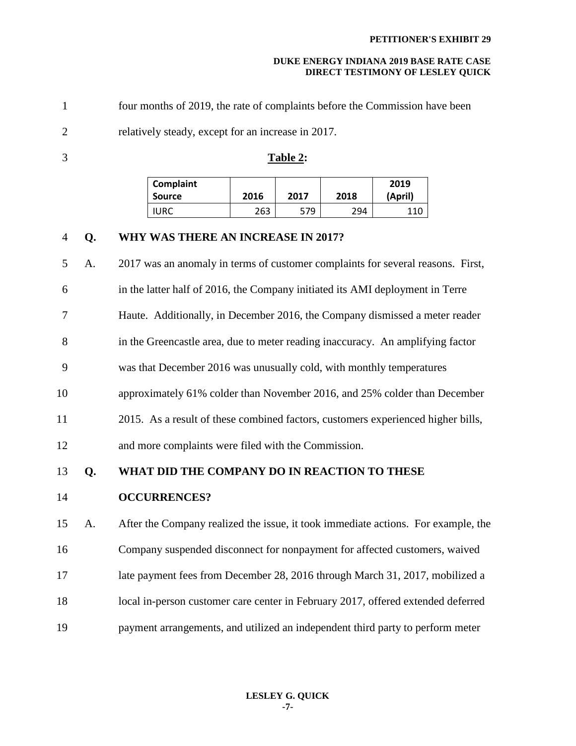four months of 2019, the rate of complaints before the Commission have been relatively steady, except for an increase in 2017.

**Table 2:**

| Complaint Source | 2016 | 2017 | 2018 | 2019 (April) |
|---|---|---|---|---|
| IURC | 263 | 579 | 294 | 110 |

**Q. WHY WAS THERE AN INCREASE IN 2017?**

A. 2017 was an anomaly in terms of customer complaints for several reasons. First, in the latter half of 2016, the Company initiated its AMI deployment in Terre Haute. Additionally, in December 2016, the Company dismissed a meter reader in the Greencastle area, due to meter reading inaccuracy. An amplifying factor was that December 2016 was unusually cold, with monthly temperatures approximately 61% colder than November 2016, and 25% colder than December 2015. As a result of these combined factors, customers experienced higher bills, and more complaints were filed with the Commission.

**Q. WHAT DID THE COMPANY DO IN REACTION TO THESE OCCURRENCES?**

A. After the Company realized the issue, it took immediate actions. For example, the Company suspended disconnect for nonpayment for affected customers, waived late payment fees from December 28, 2016 through March 31, 2017, mobilized a local in-person customer care center in February 2017, offered extended deferred payment arrangements, and utilized an independent third party to perform meter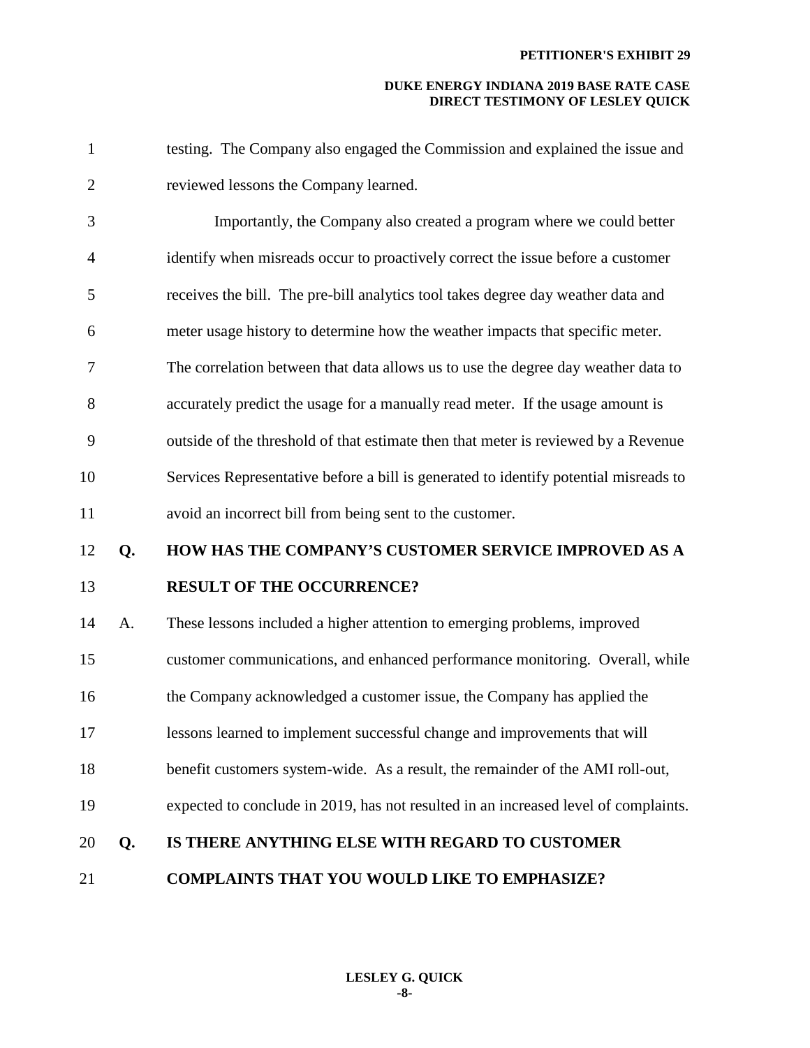testing. The Company also engaged the Commission and explained the issue and reviewed lessons the Company learned.

Importantly, the Company also created a program where we could better identify when misreads occur to proactively correct the issue before a customer receives the bill. The pre-bill analytics tool takes degree day weather data and meter usage history to determine how the weather impacts that specific meter. The correlation between that data allows us to use the degree day weather data to accurately predict the usage for a manually read meter. If the usage amount is outside of the threshold of that estimate then that meter is reviewed by a Revenue Services Representative before a bill is generated to identify potential misreads to avoid an incorrect bill from being sent to the customer.

**Q. HOW HAS THE COMPANY'S CUSTOMER SERVICE IMPROVED AS A RESULT OF THE OCCURRENCE?**

A. These lessons included a higher attention to emerging problems, improved customer communications, and enhanced performance monitoring. Overall, while the Company acknowledged a customer issue, the Company has applied the lessons learned to implement successful change and improvements that will benefit customers system-wide. As a result, the remainder of the AMI roll-out, expected to conclude in 2019, has not resulted in an increased level of complaints.

**Q. IS THERE ANYTHING ELSE WITH REGARD TO CUSTOMER COMPLAINTS THAT YOU WOULD LIKE TO EMPHASIZE?**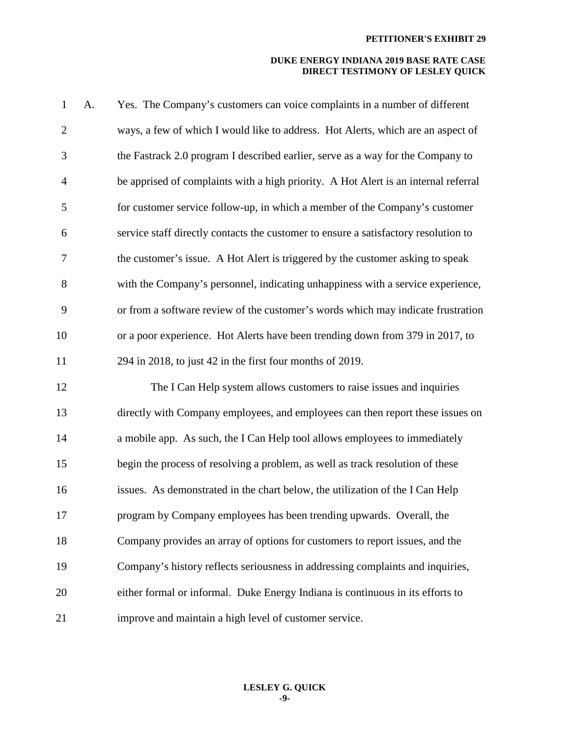A. Yes. The Company's customers can voice complaints in a number of different ways, a few of which I would like to address. Hot Alerts, which are an aspect of the Fastrack 2.0 program I described earlier, serve as a way for the Company to be apprised of complaints with a high priority. A Hot Alert is an internal referral for customer service follow-up, in which a member of the Company's customer service staff directly contacts the customer to ensure a satisfactory resolution to the customer's issue. A Hot Alert is triggered by the customer asking to speak with the Company's personnel, indicating unhappiness with a service experience, or from a software review of the customer's words which may indicate frustration or a poor experience. Hot Alerts have been trending down from 379 in 2017, to 294 in 2018, to just 42 in the first four months of 2019.

The I Can Help system allows customers to raise issues and inquiries directly with Company employees, and employees can then report these issues on a mobile app. As such, the I Can Help tool allows employees to immediately begin the process of resolving a problem, as well as track resolution of these issues. As demonstrated in the chart below, the utilization of the I Can Help program by Company employees has been trending upwards. Overall, the Company provides an array of options for customers to report issues, and the Company's history reflects seriousness in addressing complaints and inquiries, either formal or informal. Duke Energy Indiana is continuous in its efforts to improve and maintain a high level of customer service.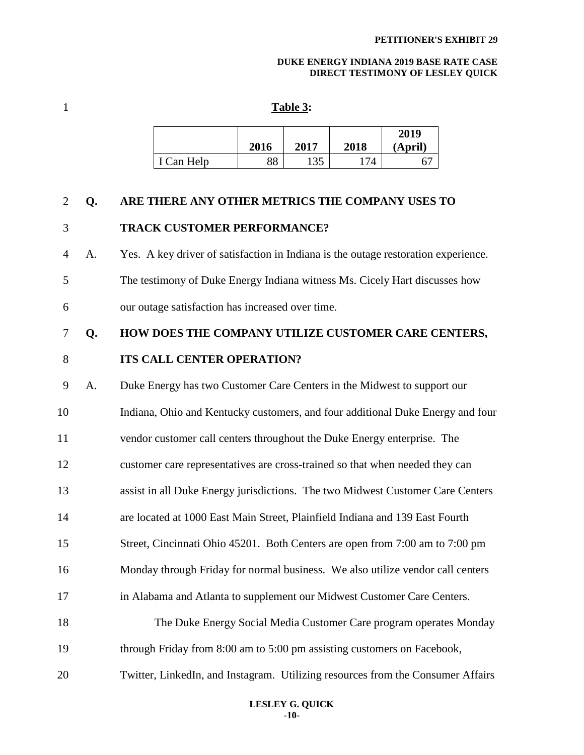**Table 3:**

| | 2016 | 2017 | 2018 | 2019 (April) |
|---|---|---|---|---|
| I Can Help | 88 | 135 | 174 | 67 |

**Q. ARE THERE ANY OTHER METRICS THE COMPANY USES TO TRACK CUSTOMER PERFORMANCE?**

A. Yes. A key driver of satisfaction in Indiana is the outage restoration experience. The testimony of Duke Energy Indiana witness Ms. Cicely Hart discusses how our outage satisfaction has increased over time.

**Q. HOW DOES THE COMPANY UTILIZE CUSTOMER CARE CENTERS, ITS CALL CENTER OPERATION?**

A. Duke Energy has two Customer Care Centers in the Midwest to support our Indiana, Ohio and Kentucky customers, and four additional Duke Energy and four vendor customer call centers throughout the Duke Energy enterprise. The customer care representatives are cross-trained so that when needed they can assist in all Duke Energy jurisdictions. The two Midwest Customer Care Centers are located at 1000 East Main Street, Plainfield Indiana and 139 East Fourth Street, Cincinnati Ohio 45201. Both Centers are open from 7:00 am to 7:00 pm Monday through Friday for normal business. We also utilize vendor call centers in Alabama and Atlanta to supplement our Midwest Customer Care Centers.

The Duke Energy Social Media Customer Care program operates Monday through Friday from 8:00 am to 5:00 pm assisting customers on Facebook, Twitter, LinkedIn, and Instagram. Utilizing resources from the Consumer Affairs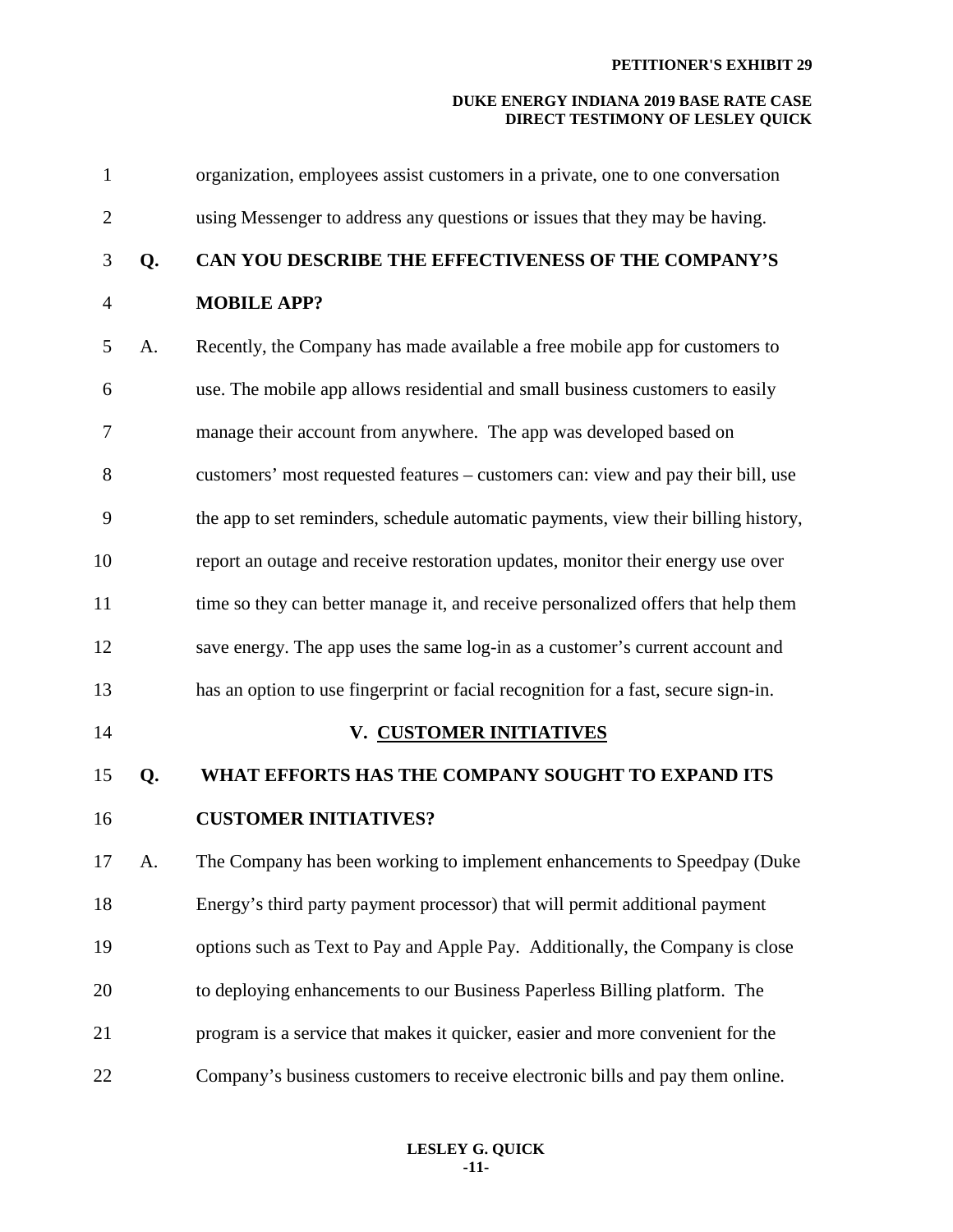organization, employees assist customers in a private, one to one conversation using Messenger to address any questions or issues that they may be having.

**Q. CAN YOU DESCRIBE THE EFFECTIVENESS OF THE COMPANY'S MOBILE APP?**

A. Recently, the Company has made available a free mobile app for customers to use. The mobile app allows residential and small business customers to easily manage their account from anywhere. The app was developed based on customers' most requested features – customers can: view and pay their bill, use the app to set reminders, schedule automatic payments, view their billing history, report an outage and receive restoration updates, monitor their energy use over time so they can better manage it, and receive personalized offers that help them save energy. The app uses the same log-in as a customer's current account and has an option to use fingerprint or facial recognition for a fast, secure sign-in.

## V. CUSTOMER INITIATIVES

**Q. WHAT EFFORTS HAS THE COMPANY SOUGHT TO EXPAND ITS CUSTOMER INITIATIVES?**

A. The Company has been working to implement enhancements to Speedpay (Duke Energy's third party payment processor) that will permit additional payment options such as Text to Pay and Apple Pay. Additionally, the Company is close to deploying enhancements to our Business Paperless Billing platform. The program is a service that makes it quicker, easier and more convenient for the Company's business customers to receive electronic bills and pay them online.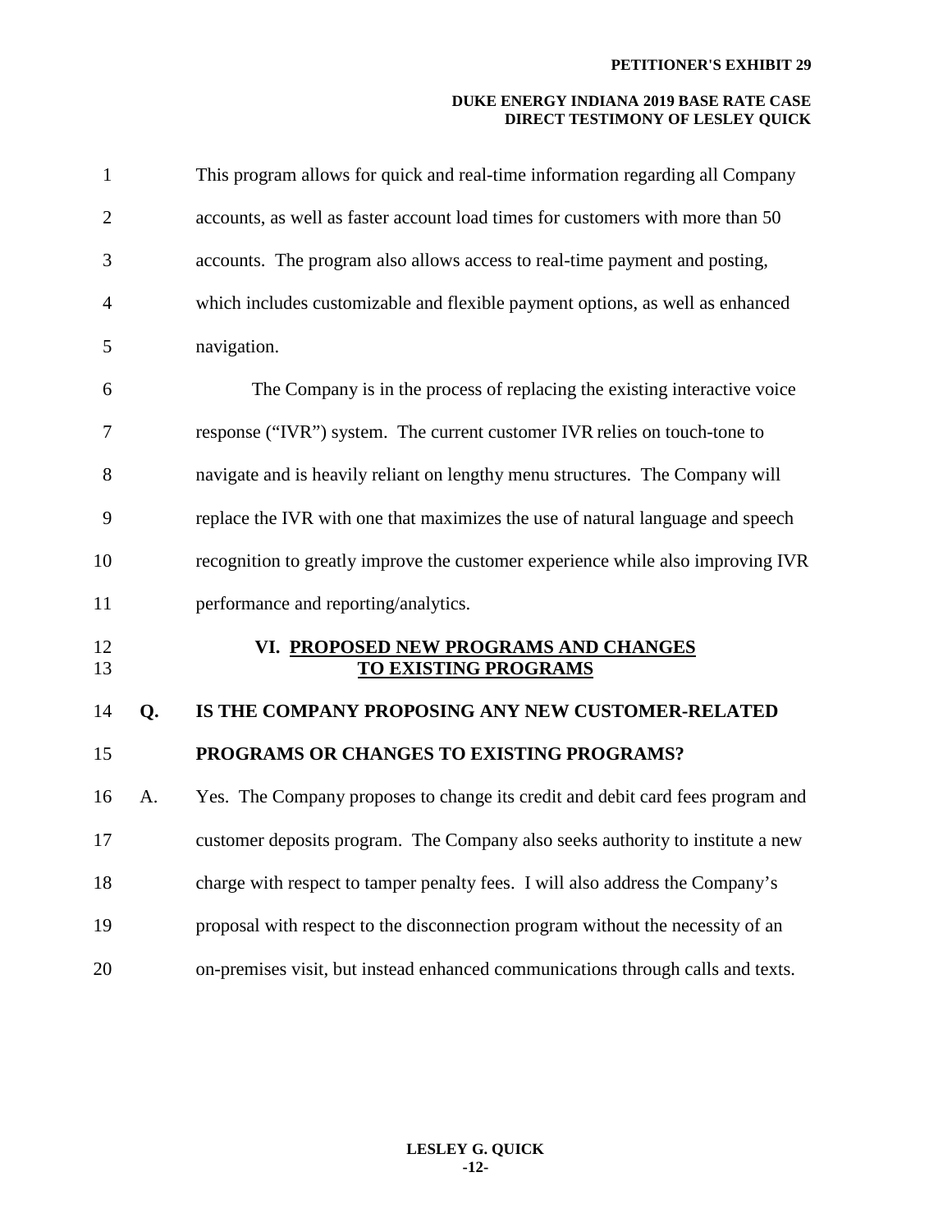This program allows for quick and real-time information regarding all Company accounts, as well as faster account load times for customers with more than 50 accounts. The program also allows access to real-time payment and posting, which includes customizable and flexible payment options, as well as enhanced navigation.

The Company is in the process of replacing the existing interactive voice response ("IVR") system. The current customer IVR relies on touch-tone to navigate and is heavily reliant on lengthy menu structures. The Company will replace the IVR with one that maximizes the use of natural language and speech recognition to greatly improve the customer experience while also improving IVR performance and reporting/analytics.

## VI. PROPOSED NEW PROGRAMS AND CHANGES TO EXISTING PROGRAMS

**Q. IS THE COMPANY PROPOSING ANY NEW CUSTOMER-RELATED PROGRAMS OR CHANGES TO EXISTING PROGRAMS?**

A. Yes. The Company proposes to change its credit and debit card fees program and customer deposits program. The Company also seeks authority to institute a new charge with respect to tamper penalty fees. I will also address the Company's proposal with respect to the disconnection program without the necessity of an on-premises visit, but instead enhanced communications through calls and texts.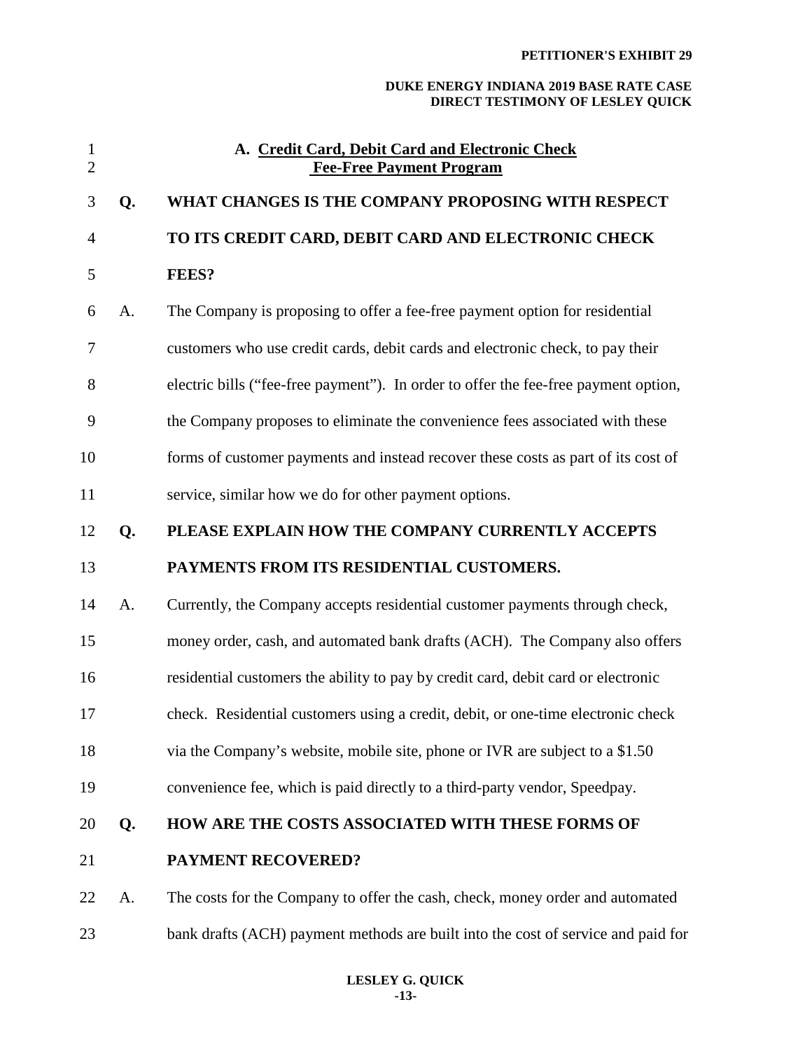### A. Credit Card, Debit Card and Electronic Check Fee-Free Payment Program

**Q. WHAT CHANGES IS THE COMPANY PROPOSING WITH RESPECT TO ITS CREDIT CARD, DEBIT CARD AND ELECTRONIC CHECK FEES?**

A. The Company is proposing to offer a fee-free payment option for residential customers who use credit cards, debit cards and electronic check, to pay their electric bills ("fee-free payment"). In order to offer the fee-free payment option, the Company proposes to eliminate the convenience fees associated with these forms of customer payments and instead recover these costs as part of its cost of service, similar how we do for other payment options.

**Q. PLEASE EXPLAIN HOW THE COMPANY CURRENTLY ACCEPTS PAYMENTS FROM ITS RESIDENTIAL CUSTOMERS.**

A. Currently, the Company accepts residential customer payments through check, money order, cash, and automated bank drafts (ACH). The Company also offers residential customers the ability to pay by credit card, debit card or electronic check. Residential customers using a credit, debit, or one-time electronic check via the Company's website, mobile site, phone or IVR are subject to a $1.50 convenience fee, which is paid directly to a third-party vendor, Speedpay.

**Q. HOW ARE THE COSTS ASSOCIATED WITH THESE FORMS OF PAYMENT RECOVERED?**

A. The costs for the Company to offer the cash, check, money order and automated bank drafts (ACH) payment methods are built into the cost of service and paid for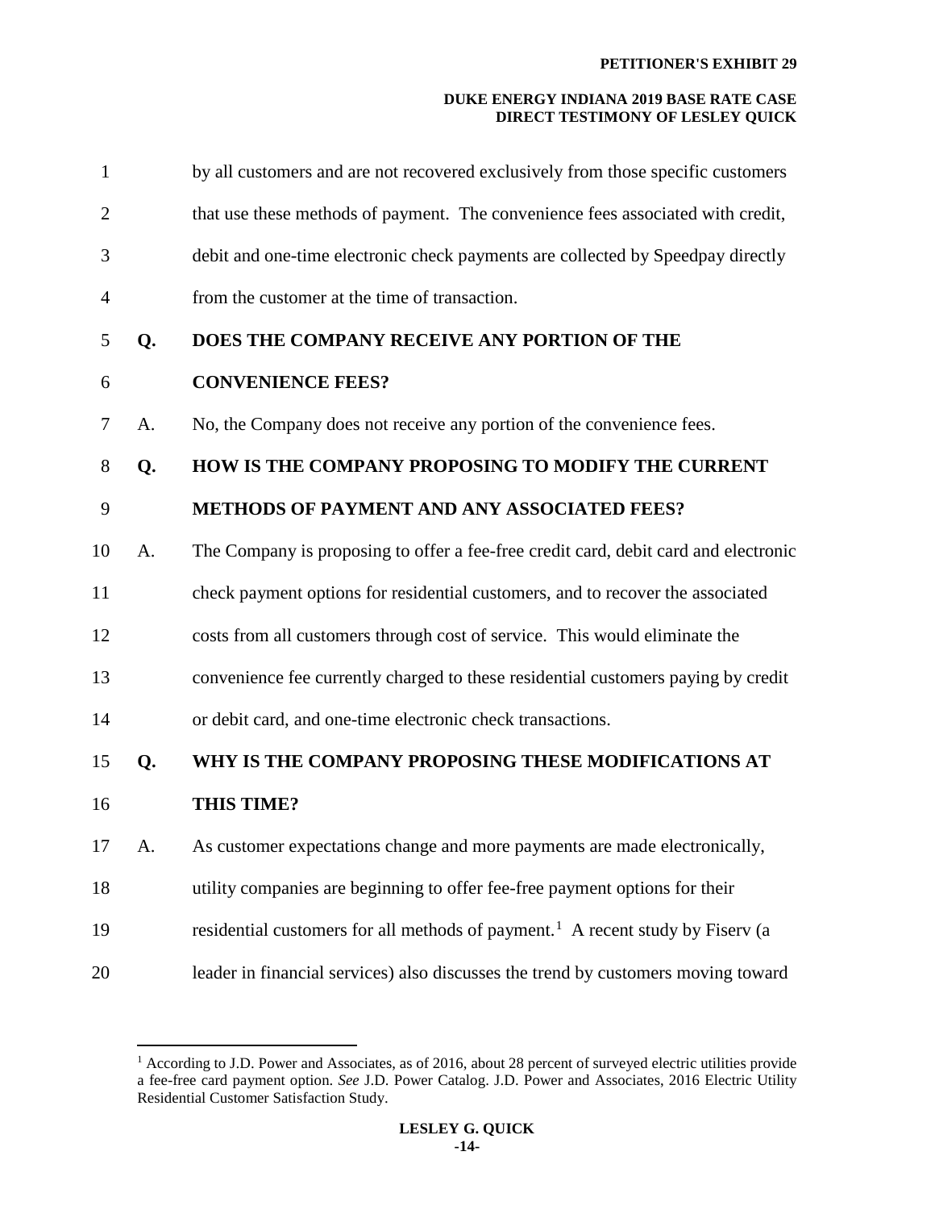by all customers and are not recovered exclusively from those specific customers that use these methods of payment. The convenience fees associated with credit, debit and one-time electronic check payments are collected by Speedpay directly from the customer at the time of transaction.

**Q. DOES THE COMPANY RECEIVE ANY PORTION OF THE CONVENIENCE FEES?**

A. No, the Company does not receive any portion of the convenience fees.

**Q. HOW IS THE COMPANY PROPOSING TO MODIFY THE CURRENT METHODS OF PAYMENT AND ANY ASSOCIATED FEES?**

A. The Company is proposing to offer a fee-free credit card, debit card and electronic check payment options for residential customers, and to recover the associated costs from all customers through cost of service. This would eliminate the convenience fee currently charged to these residential customers paying by credit or debit card, and one-time electronic check transactions.

**Q. WHY IS THE COMPANY PROPOSING THESE MODIFICATIONS AT THIS TIME?**

A. As customer expectations change and more payments are made electronically, utility companies are beginning to offer fee-free payment options for their residential customers for all methods of payment.[1] A recent study by Fiserv (a leader in financial services) also discusses the trend by customers moving toward

---

[1] According to J.D. Power and Associates, as of 2016, about 28 percent of surveyed electric utilities provide a fee-free card payment option. *See* J.D. Power Catalog. J.D. Power and Associates, 2016 Electric Utility Residential Customer Satisfaction Study.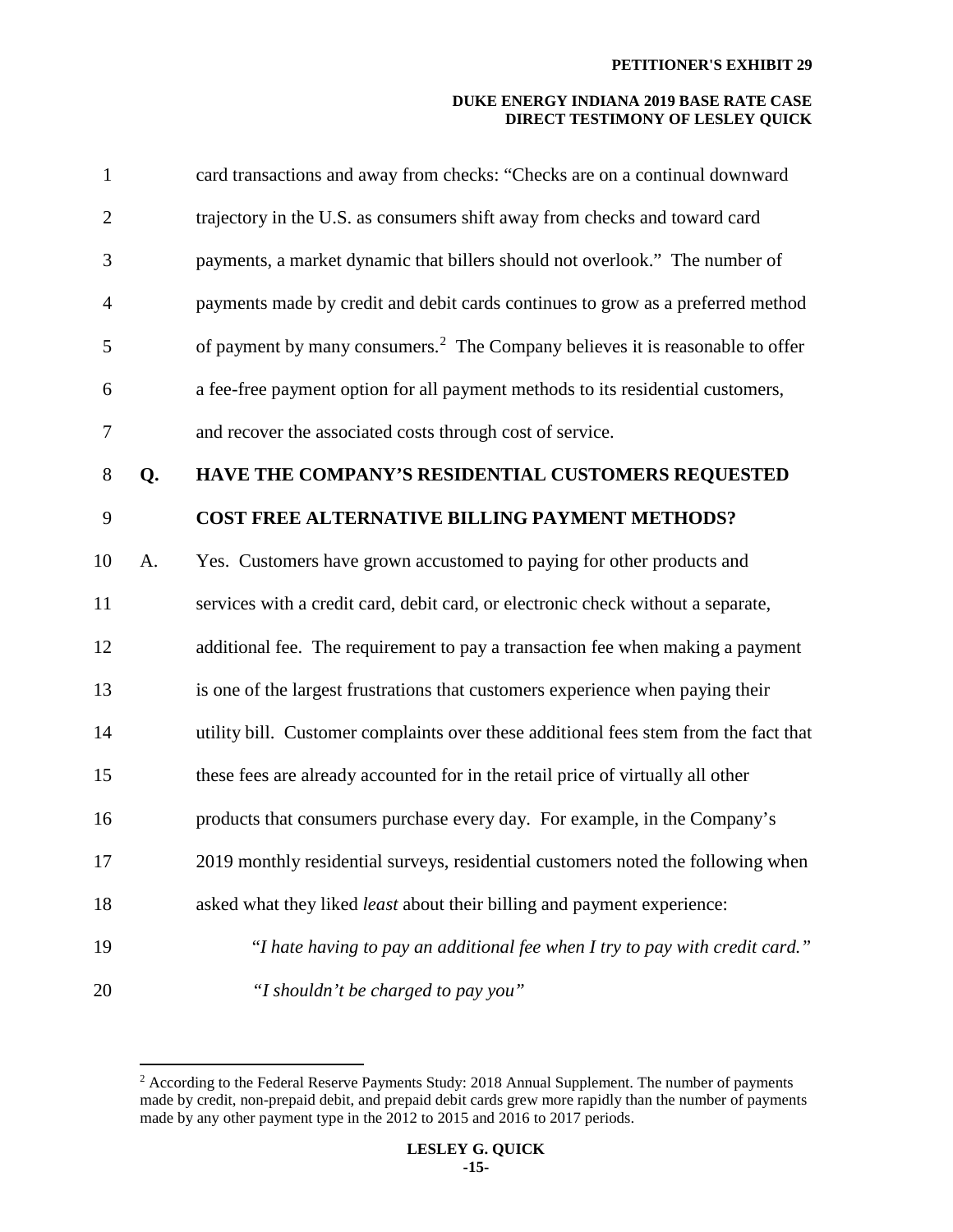card transactions and away from checks: "Checks are on a continual downward trajectory in the U.S. as consumers shift away from checks and toward card payments, a market dynamic that billers should not overlook." The number of payments made by credit and debit cards continues to grow as a preferred method of payment by many consumers.[2] The Company believes it is reasonable to offer a fee-free payment option for all payment methods to its residential customers, and recover the associated costs through cost of service.

**Q. HAVE THE COMPANY'S RESIDENTIAL CUSTOMERS REQUESTED COST FREE ALTERNATIVE BILLING PAYMENT METHODS?**

A. Yes. Customers have grown accustomed to paying for other products and services with a credit card, debit card, or electronic check without a separate, additional fee. The requirement to pay a transaction fee when making a payment is one of the largest frustrations that customers experience when paying their utility bill. Customer complaints over these additional fees stem from the fact that these fees are already accounted for in the retail price of virtually all other products that consumers purchase every day. For example, in the Company's 2019 monthly residential surveys, residential customers noted the following when asked what they liked *least* about their billing and payment experience:

> *"I hate having to pay an additional fee when I try to pay with credit card."*
>
> *"I shouldn't be charged to pay you"*

---

[2] According to the Federal Reserve Payments Study: 2018 Annual Supplement. The number of payments made by credit, non-prepaid debit, and prepaid debit cards grew more rapidly than the number of payments made by any other payment type in the 2012 to 2015 and 2016 to 2017 periods.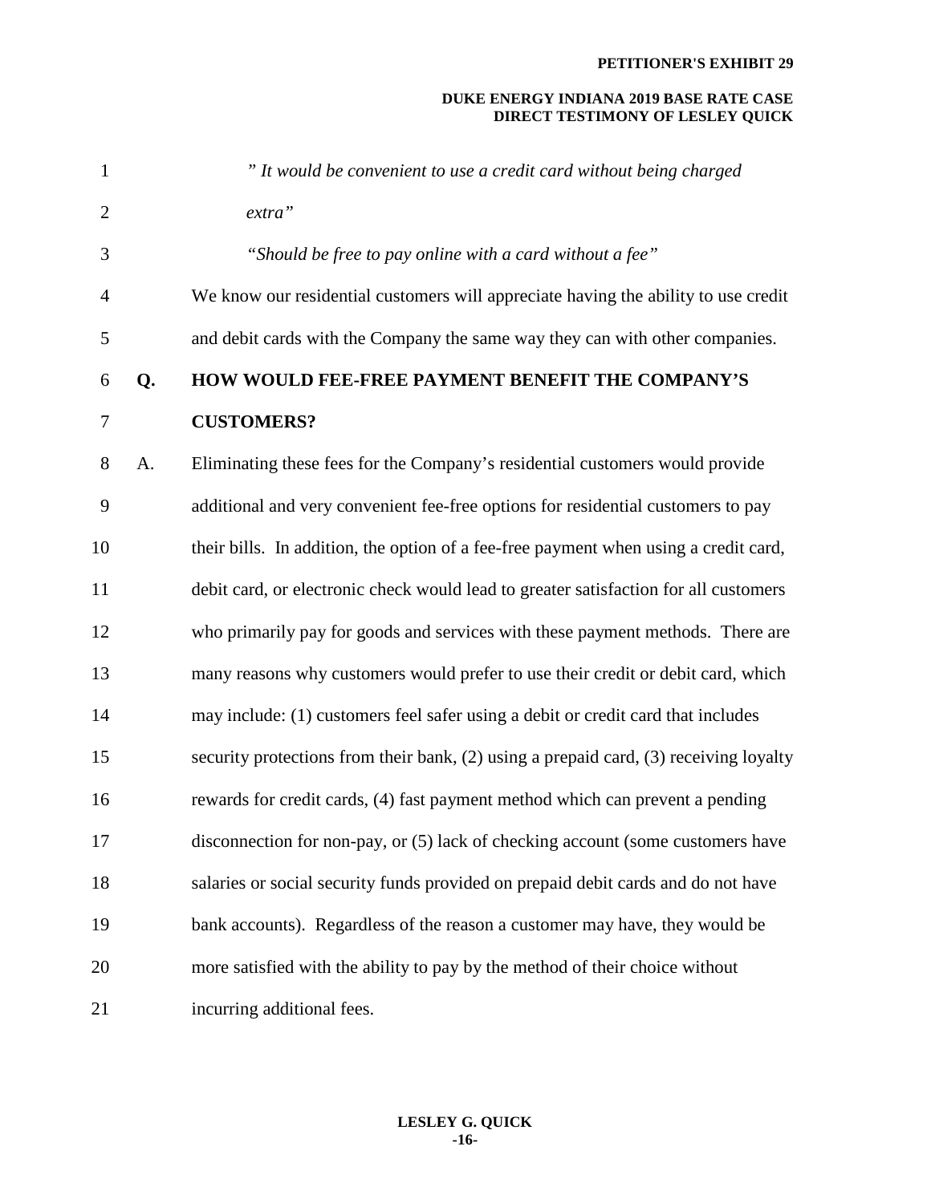*" It would be convenient to use a credit card without being charged extra"*

*"Should be free to pay online with a card without a fee"*

We know our residential customers will appreciate having the ability to use credit and debit cards with the Company the same way they can with other companies.

**Q. HOW WOULD FEE-FREE PAYMENT BENEFIT THE COMPANY'S CUSTOMERS?**

A. Eliminating these fees for the Company's residential customers would provide additional and very convenient fee-free options for residential customers to pay their bills. In addition, the option of a fee-free payment when using a credit card, debit card, or electronic check would lead to greater satisfaction for all customers who primarily pay for goods and services with these payment methods. There are many reasons why customers would prefer to use their credit or debit card, which may include: (1) customers feel safer using a debit or credit card that includes security protections from their bank, (2) using a prepaid card, (3) receiving loyalty rewards for credit cards, (4) fast payment method which can prevent a pending disconnection for non-pay, or (5) lack of checking account (some customers have salaries or social security funds provided on prepaid debit cards and do not have bank accounts). Regardless of the reason a customer may have, they would be more satisfied with the ability to pay by the method of their choice without incurring additional fees.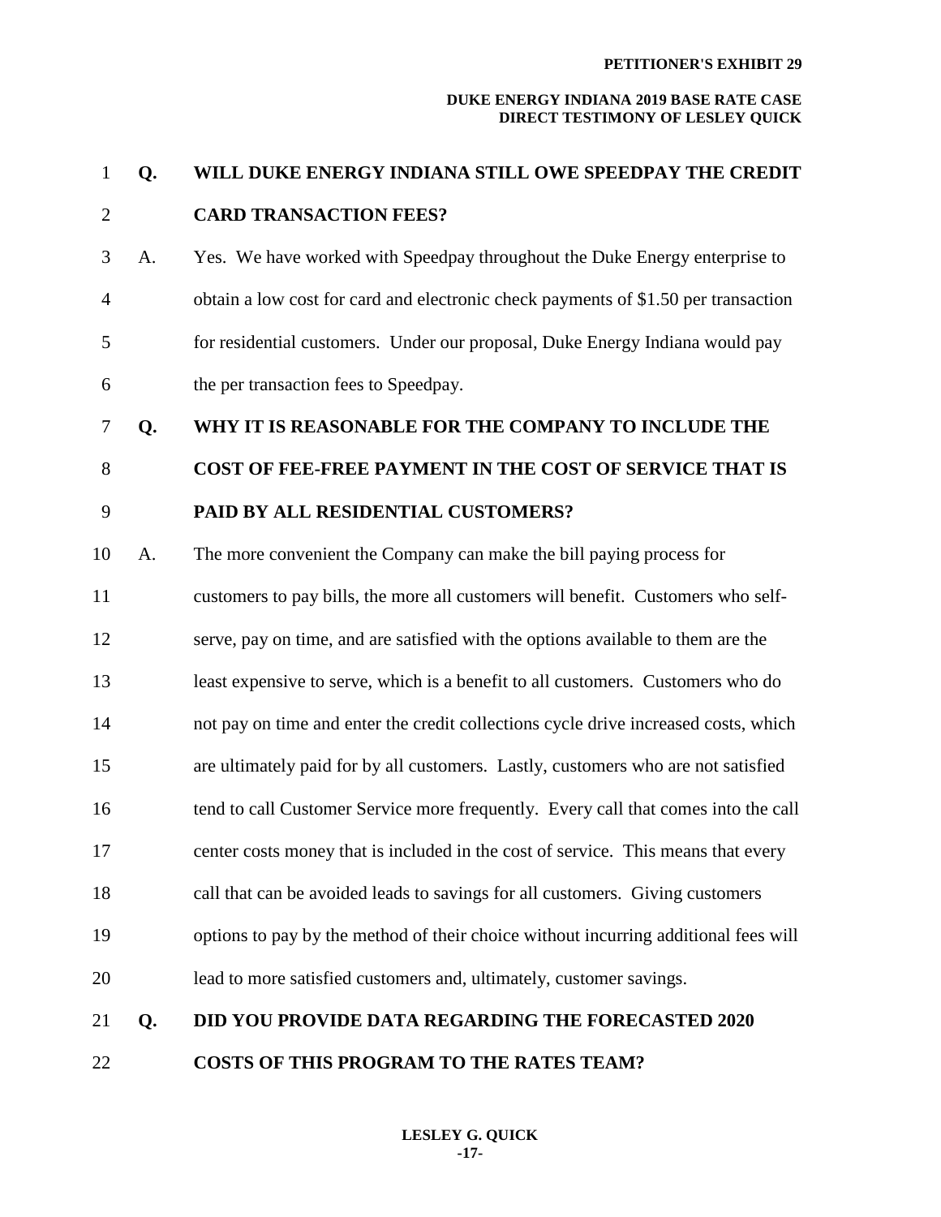**Q. WILL DUKE ENERGY INDIANA STILL OWE SPEEDPAY THE CREDIT CARD TRANSACTION FEES?**

A. Yes. We have worked with Speedpay throughout the Duke Energy enterprise to obtain a low cost for card and electronic check payments of $1.50 per transaction for residential customers. Under our proposal, Duke Energy Indiana would pay the per transaction fees to Speedpay.

**Q. WHY IT IS REASONABLE FOR THE COMPANY TO INCLUDE THE COST OF FEE-FREE PAYMENT IN THE COST OF SERVICE THAT IS PAID BY ALL RESIDENTIAL CUSTOMERS?**

A. The more convenient the Company can make the bill paying process for customers to pay bills, the more all customers will benefit. Customers who self-serve, pay on time, and are satisfied with the options available to them are the least expensive to serve, which is a benefit to all customers. Customers who do not pay on time and enter the credit collections cycle drive increased costs, which are ultimately paid for by all customers. Lastly, customers who are not satisfied tend to call Customer Service more frequently. Every call that comes into the call center costs money that is included in the cost of service. This means that every call that can be avoided leads to savings for all customers. Giving customers options to pay by the method of their choice without incurring additional fees will lead to more satisfied customers and, ultimately, customer savings.

**Q. DID YOU PROVIDE DATA REGARDING THE FORECASTED 2020 COSTS OF THIS PROGRAM TO THE RATES TEAM?**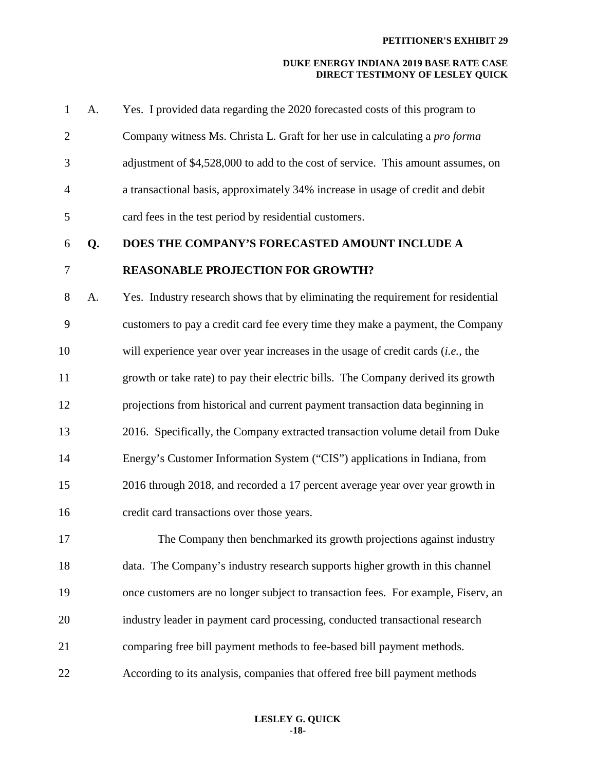A. Yes. I provided data regarding the 2020 forecasted costs of this program to Company witness Ms. Christa L. Graft for her use in calculating a *pro forma* adjustment of $4,528,000 to add to the cost of service. This amount assumes, on a transactional basis, approximately 34% increase in usage of credit and debit card fees in the test period by residential customers.

**Q. DOES THE COMPANY'S FORECASTED AMOUNT INCLUDE A REASONABLE PROJECTION FOR GROWTH?**

A. Yes. Industry research shows that by eliminating the requirement for residential customers to pay a credit card fee every time they make a payment, the Company will experience year over year increases in the usage of credit cards (*i.e.*, the growth or take rate) to pay their electric bills. The Company derived its growth projections from historical and current payment transaction data beginning in 2016. Specifically, the Company extracted transaction volume detail from Duke Energy's Customer Information System ("CIS") applications in Indiana, from 2016 through 2018, and recorded a 17 percent average year over year growth in credit card transactions over those years.

The Company then benchmarked its growth projections against industry data. The Company's industry research supports higher growth in this channel once customers are no longer subject to transaction fees. For example, Fiserv, an industry leader in payment card processing, conducted transactional research comparing free bill payment methods to fee-based bill payment methods. According to its analysis, companies that offered free bill payment methods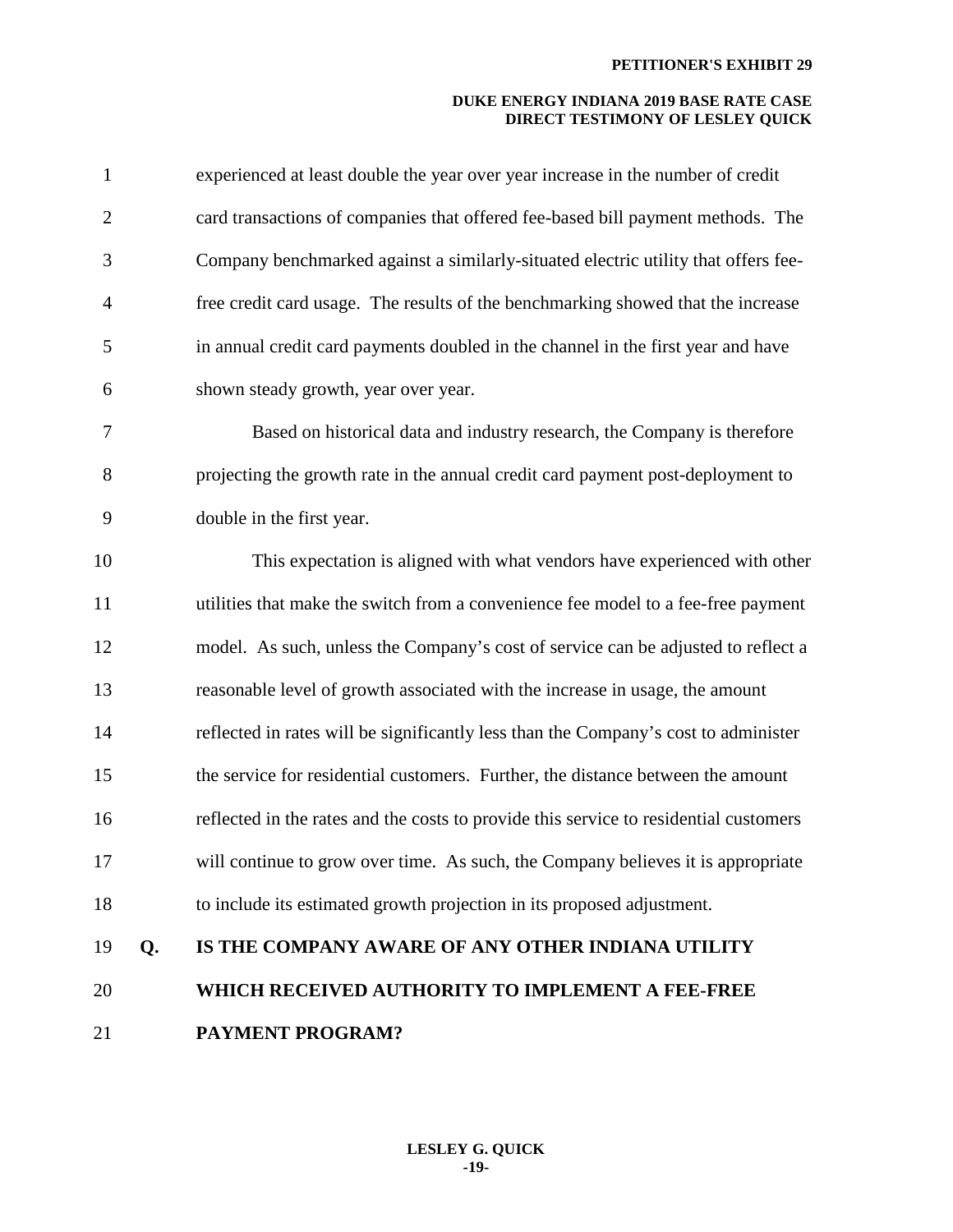experienced at least double the year over year increase in the number of credit card transactions of companies that offered fee-based bill payment methods. The Company benchmarked against a similarly-situated electric utility that offers fee-free credit card usage. The results of the benchmarking showed that the increase in annual credit card payments doubled in the channel in the first year and have shown steady growth, year over year.

Based on historical data and industry research, the Company is therefore projecting the growth rate in the annual credit card payment post-deployment to double in the first year.

This expectation is aligned with what vendors have experienced with other utilities that make the switch from a convenience fee model to a fee-free payment model. As such, unless the Company's cost of service can be adjusted to reflect a reasonable level of growth associated with the increase in usage, the amount reflected in rates will be significantly less than the Company's cost to administer the service for residential customers. Further, the distance between the amount reflected in the rates and the costs to provide this service to residential customers will continue to grow over time. As such, the Company believes it is appropriate to include its estimated growth projection in its proposed adjustment.

**Q. IS THE COMPANY AWARE OF ANY OTHER INDIANA UTILITY WHICH RECEIVED AUTHORITY TO IMPLEMENT A FEE-FREE PAYMENT PROGRAM?**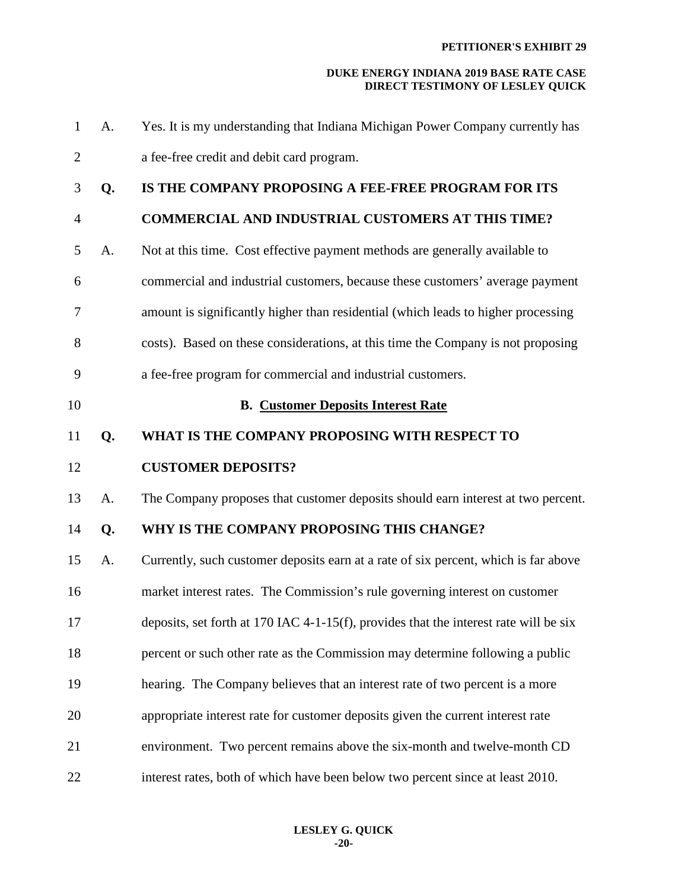A. Yes. It is my understanding that Indiana Michigan Power Company currently has a fee-free credit and debit card program.

**Q. IS THE COMPANY PROPOSING A FEE-FREE PROGRAM FOR ITS COMMERCIAL AND INDUSTRIAL CUSTOMERS AT THIS TIME?**

A. Not at this time. Cost effective payment methods are generally available to commercial and industrial customers, because these customers' average payment amount is significantly higher than residential (which leads to higher processing costs). Based on these considerations, at this time the Company is not proposing a fee-free program for commercial and industrial customers.

### B. Customer Deposits Interest Rate

**Q. WHAT IS THE COMPANY PROPOSING WITH RESPECT TO CUSTOMER DEPOSITS?**

A. The Company proposes that customer deposits should earn interest at two percent.

**Q. WHY IS THE COMPANY PROPOSING THIS CHANGE?**

A. Currently, such customer deposits earn at a rate of six percent, which is far above market interest rates. The Commission's rule governing interest on customer deposits, set forth at 170 IAC 4-1-15(f), provides that the interest rate will be six percent or such other rate as the Commission may determine following a public hearing. The Company believes that an interest rate of two percent is a more appropriate interest rate for customer deposits given the current interest rate environment. Two percent remains above the six-month and twelve-month CD interest rates, both of which have been below two percent since at least 2010.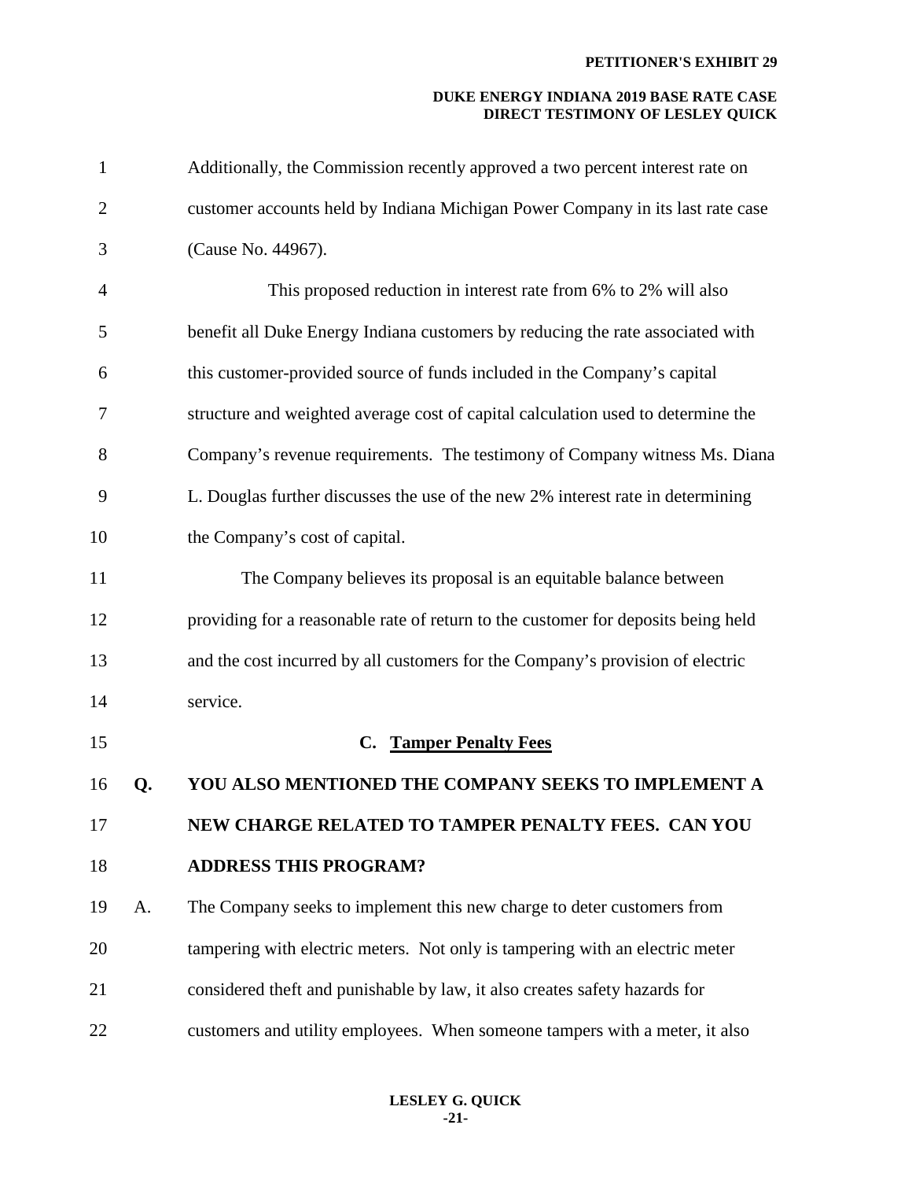Additionally, the Commission recently approved a two percent interest rate on customer accounts held by Indiana Michigan Power Company in its last rate case (Cause No. 44967).

This proposed reduction in interest rate from 6% to 2% will also benefit all Duke Energy Indiana customers by reducing the rate associated with this customer-provided source of funds included in the Company's capital structure and weighted average cost of capital calculation used to determine the Company's revenue requirements. The testimony of Company witness Ms. Diana L. Douglas further discusses the use of the new 2% interest rate in determining the Company's cost of capital.

The Company believes its proposal is an equitable balance between providing for a reasonable rate of return to the customer for deposits being held and the cost incurred by all customers for the Company's provision of electric service.

### C. Tamper Penalty Fees

**Q. YOU ALSO MENTIONED THE COMPANY SEEKS TO IMPLEMENT A NEW CHARGE RELATED TO TAMPER PENALTY FEES. CAN YOU ADDRESS THIS PROGRAM?**

A. The Company seeks to implement this new charge to deter customers from tampering with electric meters. Not only is tampering with an electric meter considered theft and punishable by law, it also creates safety hazards for customers and utility employees. When someone tampers with a meter, it also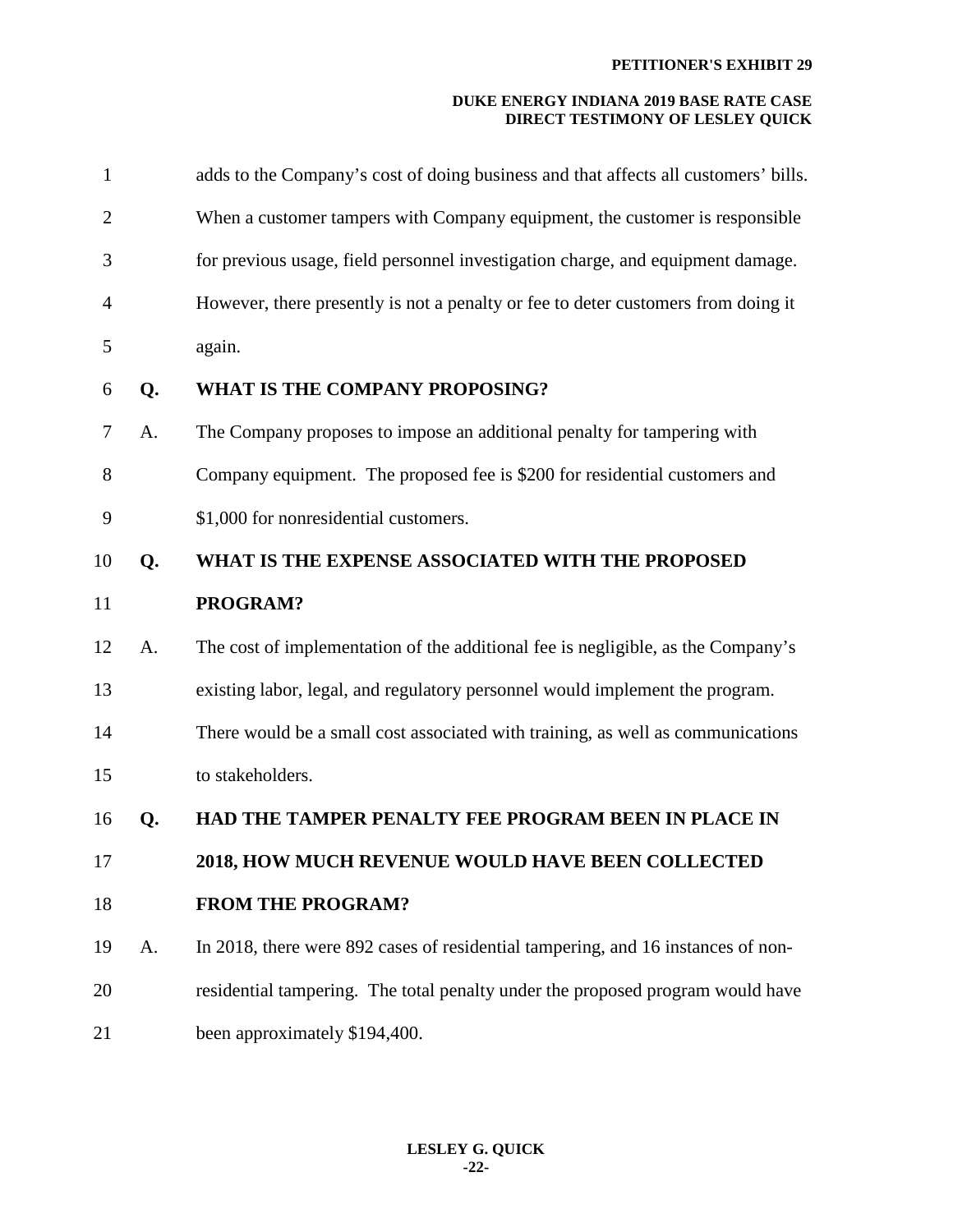adds to the Company's cost of doing business and that affects all customers' bills. When a customer tampers with Company equipment, the customer is responsible for previous usage, field personnel investigation charge, and equipment damage. However, there presently is not a penalty or fee to deter customers from doing it again.

**Q. WHAT IS THE COMPANY PROPOSING?**

A. The Company proposes to impose an additional penalty for tampering with Company equipment. The proposed fee is \$200 for residential customers and \$1,000 for nonresidential customers.

**Q. WHAT IS THE EXPENSE ASSOCIATED WITH THE PROPOSED PROGRAM?**

A. The cost of implementation of the additional fee is negligible, as the Company's existing labor, legal, and regulatory personnel would implement the program. There would be a small cost associated with training, as well as communications to stakeholders.

**Q. HAD THE TAMPER PENALTY FEE PROGRAM BEEN IN PLACE IN 2018, HOW MUCH REVENUE WOULD HAVE BEEN COLLECTED FROM THE PROGRAM?**

A. In 2018, there were 892 cases of residential tampering, and 16 instances of non-residential tampering. The total penalty under the proposed program would have been approximately \$194,400.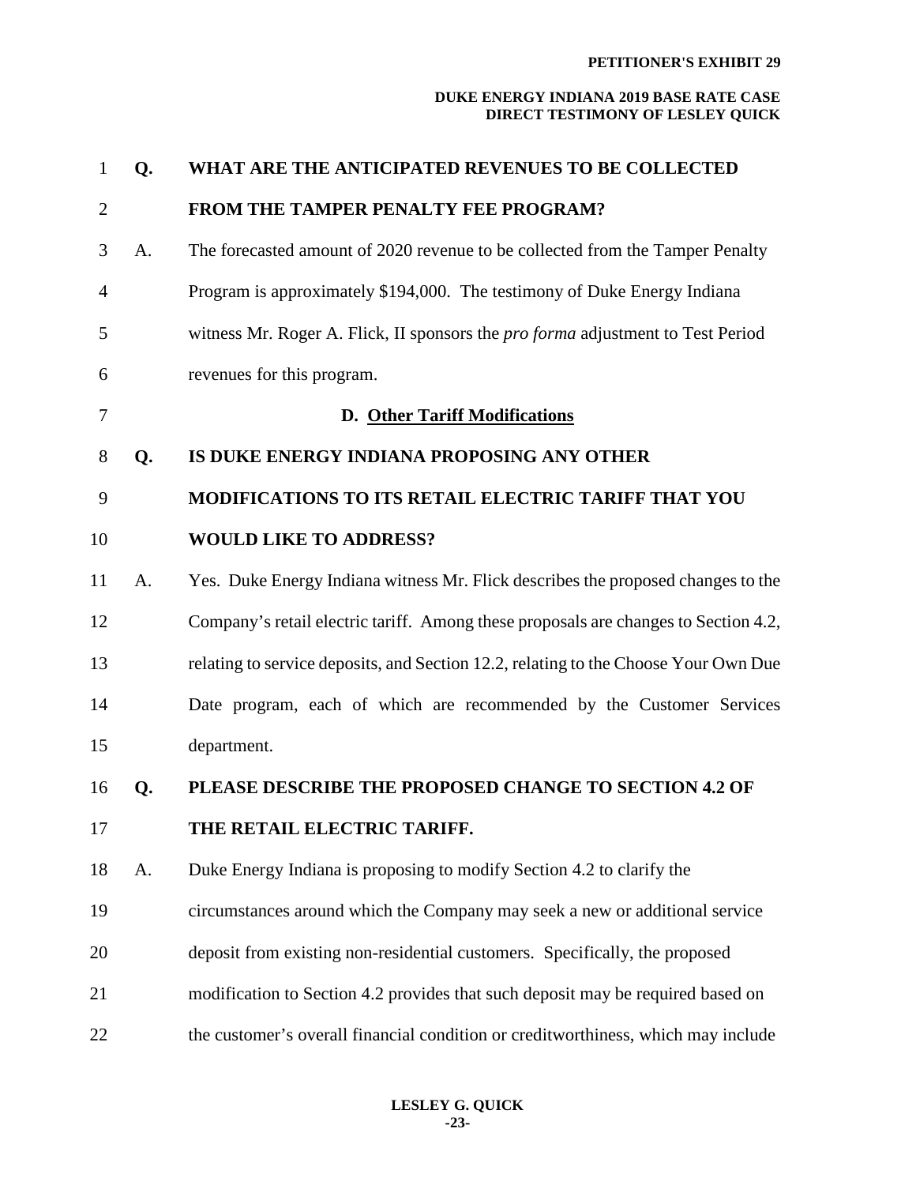**Q. WHAT ARE THE ANTICIPATED REVENUES TO BE COLLECTED FROM THE TAMPER PENALTY FEE PROGRAM?**

A. The forecasted amount of 2020 revenue to be collected from the Tamper Penalty Program is approximately $194,000. The testimony of Duke Energy Indiana witness Mr. Roger A. Flick, II sponsors the *pro forma* adjustment to Test Period revenues for this program.

## D. Other Tariff Modifications

**Q. IS DUKE ENERGY INDIANA PROPOSING ANY OTHER MODIFICATIONS TO ITS RETAIL ELECTRIC TARIFF THAT YOU WOULD LIKE TO ADDRESS?**

A. Yes. Duke Energy Indiana witness Mr. Flick describes the proposed changes to the Company's retail electric tariff. Among these proposals are changes to Section 4.2, relating to service deposits, and Section 12.2, relating to the Choose Your Own Due Date program, each of which are recommended by the Customer Services department.

**Q. PLEASE DESCRIBE THE PROPOSED CHANGE TO SECTION 4.2 OF THE RETAIL ELECTRIC TARIFF.**

A. Duke Energy Indiana is proposing to modify Section 4.2 to clarify the circumstances around which the Company may seek a new or additional service deposit from existing non-residential customers. Specifically, the proposed modification to Section 4.2 provides that such deposit may be required based on the customer's overall financial condition or creditworthiness, which may include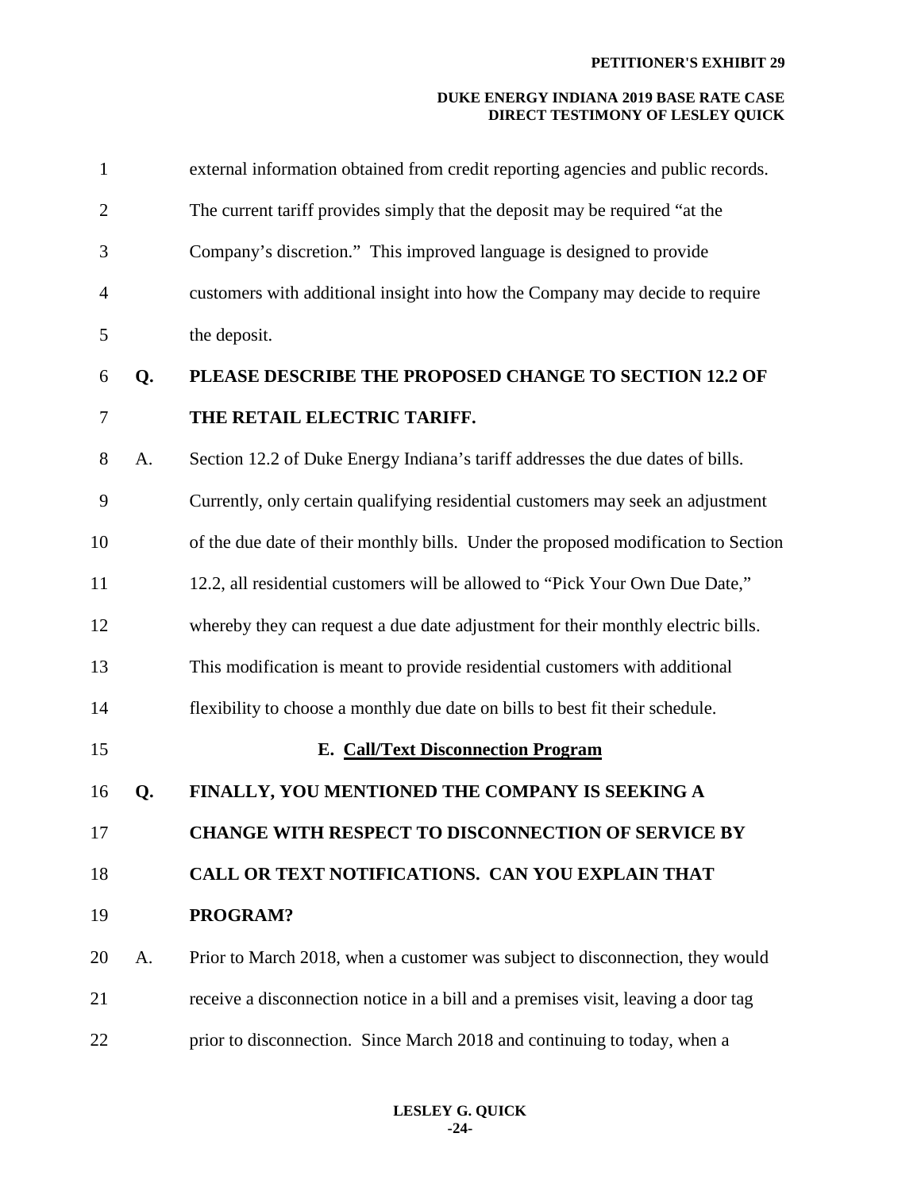external information obtained from credit reporting agencies and public records. The current tariff provides simply that the deposit may be required "at the Company's discretion." This improved language is designed to provide customers with additional insight into how the Company may decide to require the deposit.

**Q. PLEASE DESCRIBE THE PROPOSED CHANGE TO SECTION 12.2 OF THE RETAIL ELECTRIC TARIFF.**

A. Section 12.2 of Duke Energy Indiana's tariff addresses the due dates of bills. Currently, only certain qualifying residential customers may seek an adjustment of the due date of their monthly bills. Under the proposed modification to Section 12.2, all residential customers will be allowed to "Pick Your Own Due Date," whereby they can request a due date adjustment for their monthly electric bills. This modification is meant to provide residential customers with additional flexibility to choose a monthly due date on bills to best fit their schedule.

### E. Call/Text Disconnection Program

**Q. FINALLY, YOU MENTIONED THE COMPANY IS SEEKING A CHANGE WITH RESPECT TO DISCONNECTION OF SERVICE BY CALL OR TEXT NOTIFICATIONS. CAN YOU EXPLAIN THAT PROGRAM?**

A. Prior to March 2018, when a customer was subject to disconnection, they would receive a disconnection notice in a bill and a premises visit, leaving a door tag prior to disconnection. Since March 2018 and continuing to today, when a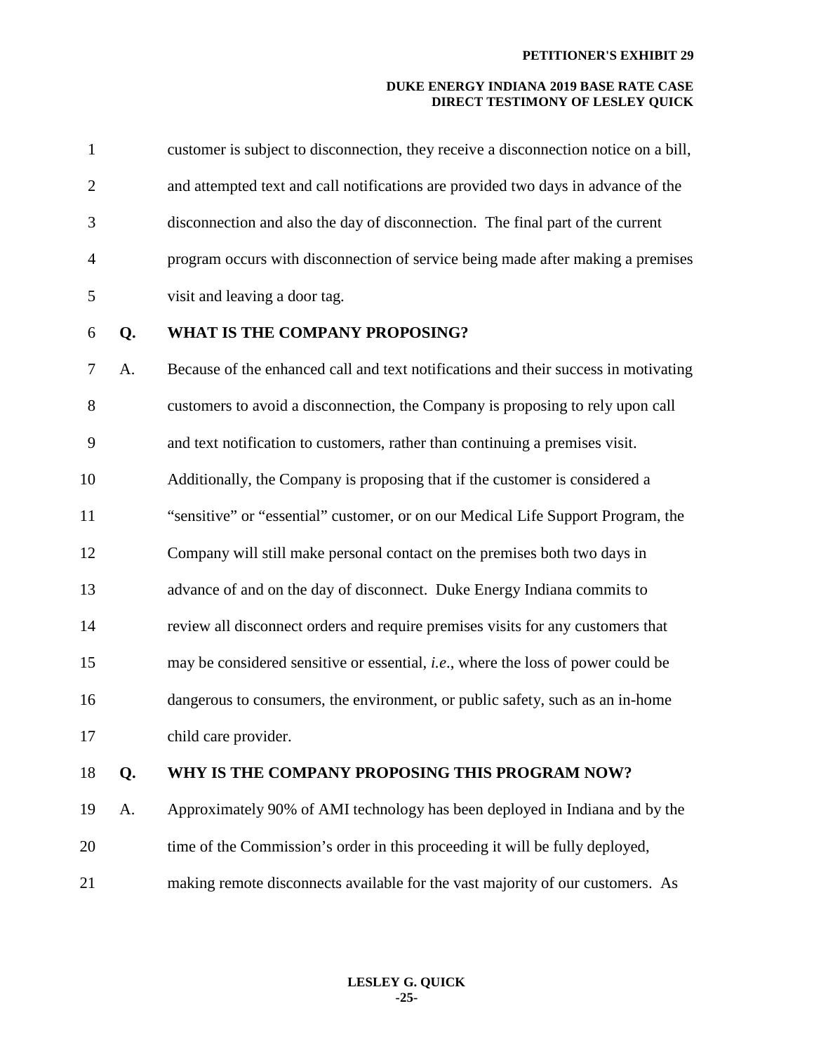customer is subject to disconnection, they receive a disconnection notice on a bill, and attempted text and call notifications are provided two days in advance of the disconnection and also the day of disconnection. The final part of the current program occurs with disconnection of service being made after making a premises visit and leaving a door tag.

**Q. WHAT IS THE COMPANY PROPOSING?**

A. Because of the enhanced call and text notifications and their success in motivating customers to avoid a disconnection, the Company is proposing to rely upon call and text notification to customers, rather than continuing a premises visit. Additionally, the Company is proposing that if the customer is considered a "sensitive" or "essential" customer, or on our Medical Life Support Program, the Company will still make personal contact on the premises both two days in advance of and on the day of disconnect. Duke Energy Indiana commits to review all disconnect orders and require premises visits for any customers that may be considered sensitive or essential, *i.e.*, where the loss of power could be dangerous to consumers, the environment, or public safety, such as an in-home child care provider.

**Q. WHY IS THE COMPANY PROPOSING THIS PROGRAM NOW?**

A. Approximately 90% of AMI technology has been deployed in Indiana and by the time of the Commission's order in this proceeding it will be fully deployed, making remote disconnects available for the vast majority of our customers. As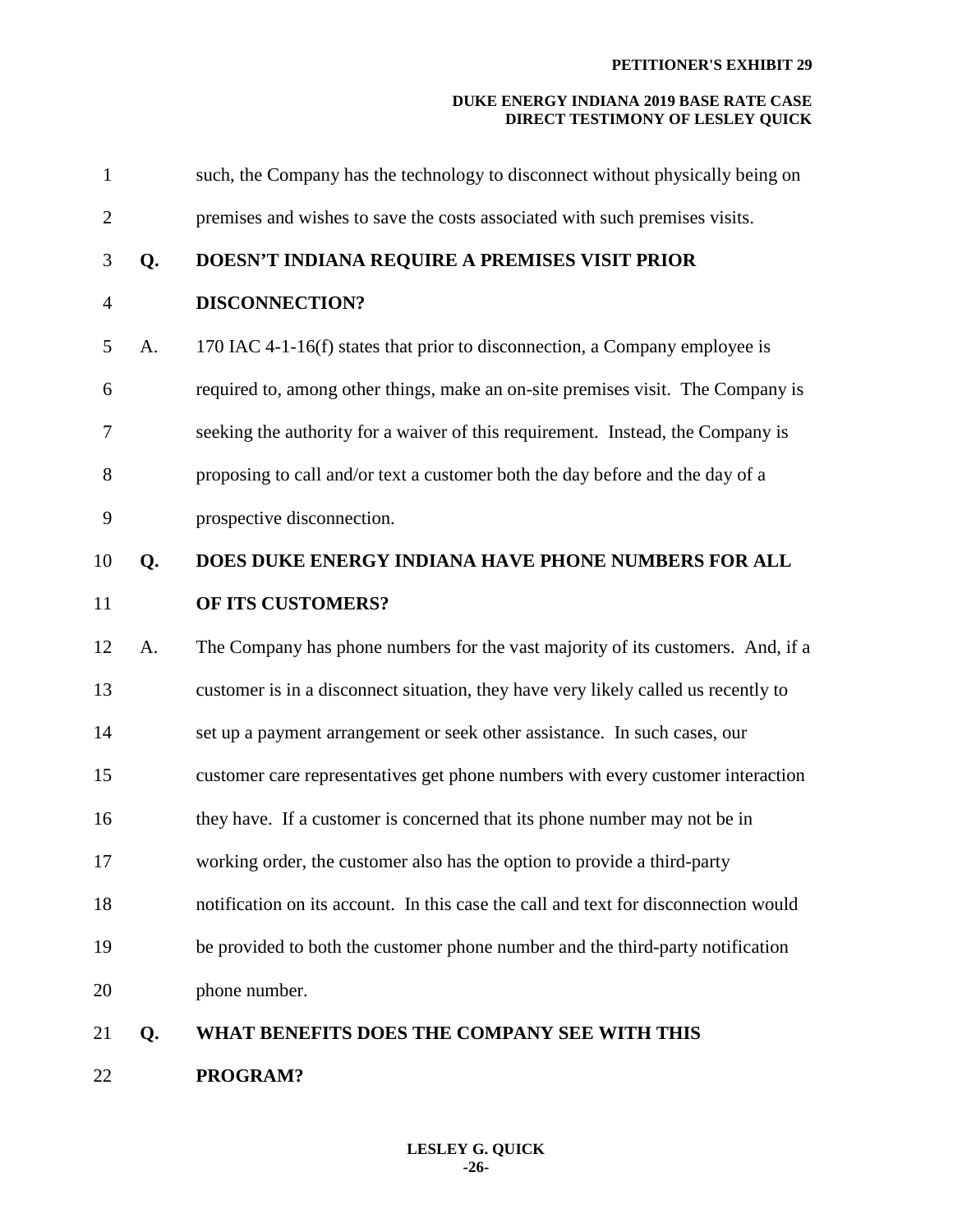such, the Company has the technology to disconnect without physically being on premises and wishes to save the costs associated with such premises visits.

**Q. DOESN'T INDIANA REQUIRE A PREMISES VISIT PRIOR DISCONNECTION?**

A. 170 IAC 4-1-16(f) states that prior to disconnection, a Company employee is required to, among other things, make an on-site premises visit. The Company is seeking the authority for a waiver of this requirement. Instead, the Company is proposing to call and/or text a customer both the day before and the day of a prospective disconnection.

**Q. DOES DUKE ENERGY INDIANA HAVE PHONE NUMBERS FOR ALL OF ITS CUSTOMERS?**

A. The Company has phone numbers for the vast majority of its customers. And, if a customer is in a disconnect situation, they have very likely called us recently to set up a payment arrangement or seek other assistance. In such cases, our customer care representatives get phone numbers with every customer interaction they have. If a customer is concerned that its phone number may not be in working order, the customer also has the option to provide a third-party notification on its account. In this case the call and text for disconnection would be provided to both the customer phone number and the third-party notification phone number.

**Q. WHAT BENEFITS DOES THE COMPANY SEE WITH THIS PROGRAM?**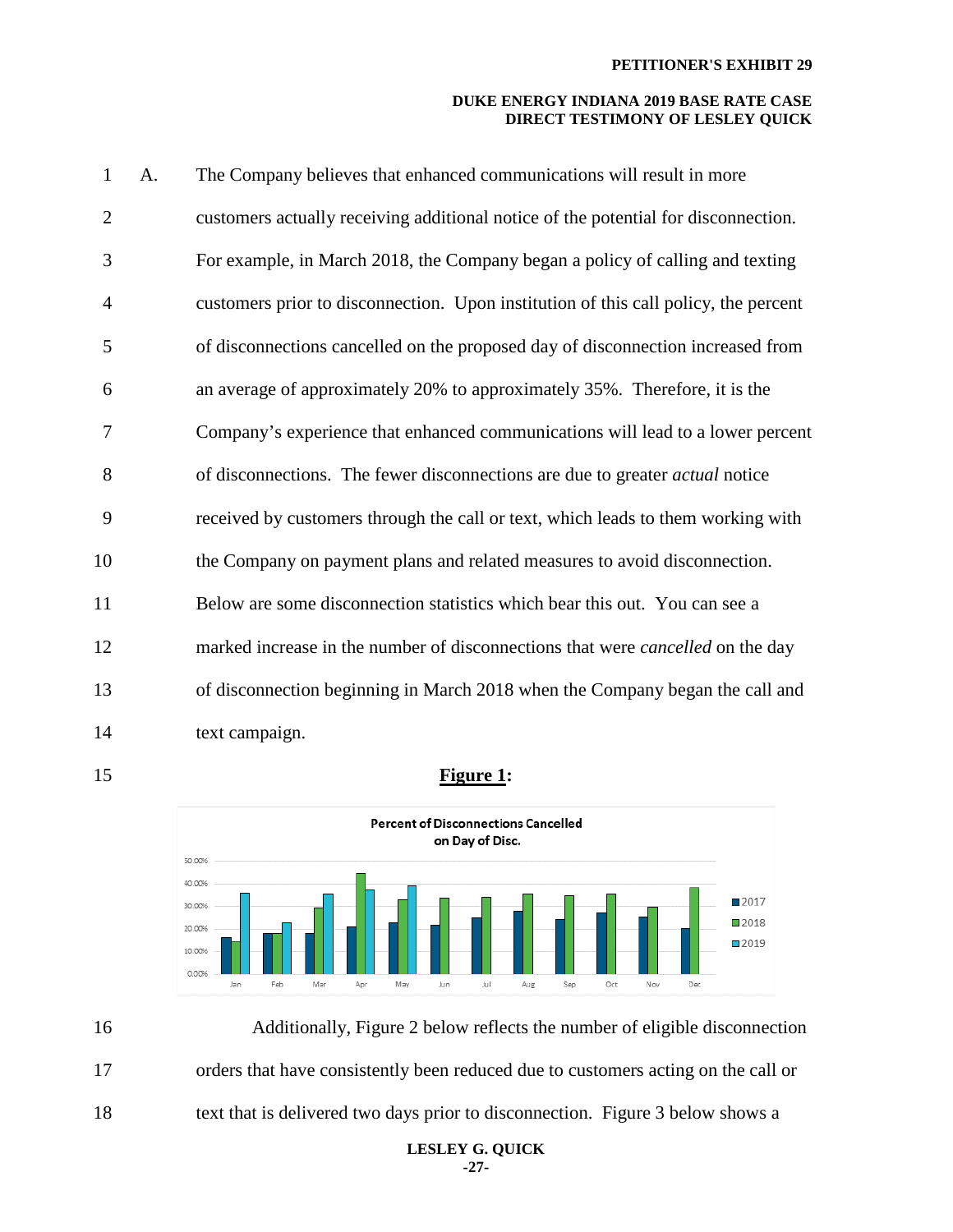A. The Company believes that enhanced communications will result in more customers actually receiving additional notice of the potential for disconnection. For example, in March 2018, the Company began a policy of calling and texting customers prior to disconnection. Upon institution of this call policy, the percent of disconnections cancelled on the proposed day of disconnection increased from an average of approximately 20% to approximately 35%. Therefore, it is the Company's experience that enhanced communications will lead to a lower percent of disconnections. The fewer disconnections are due to greater *actual* notice received by customers through the call or text, which leads to them working with the Company on payment plans and related measures to avoid disconnection. Below are some disconnection statistics which bear this out. You can see a marked increase in the number of disconnections that were *cancelled* on the day of disconnection beginning in March 2018 when the Company began the call and text campaign.

**Figure 1:**

Additionally, Figure 2 below reflects the number of eligible disconnection orders that have consistently been reduced due to customers acting on the call or text that is delivered two days prior to disconnection. Figure 3 below shows a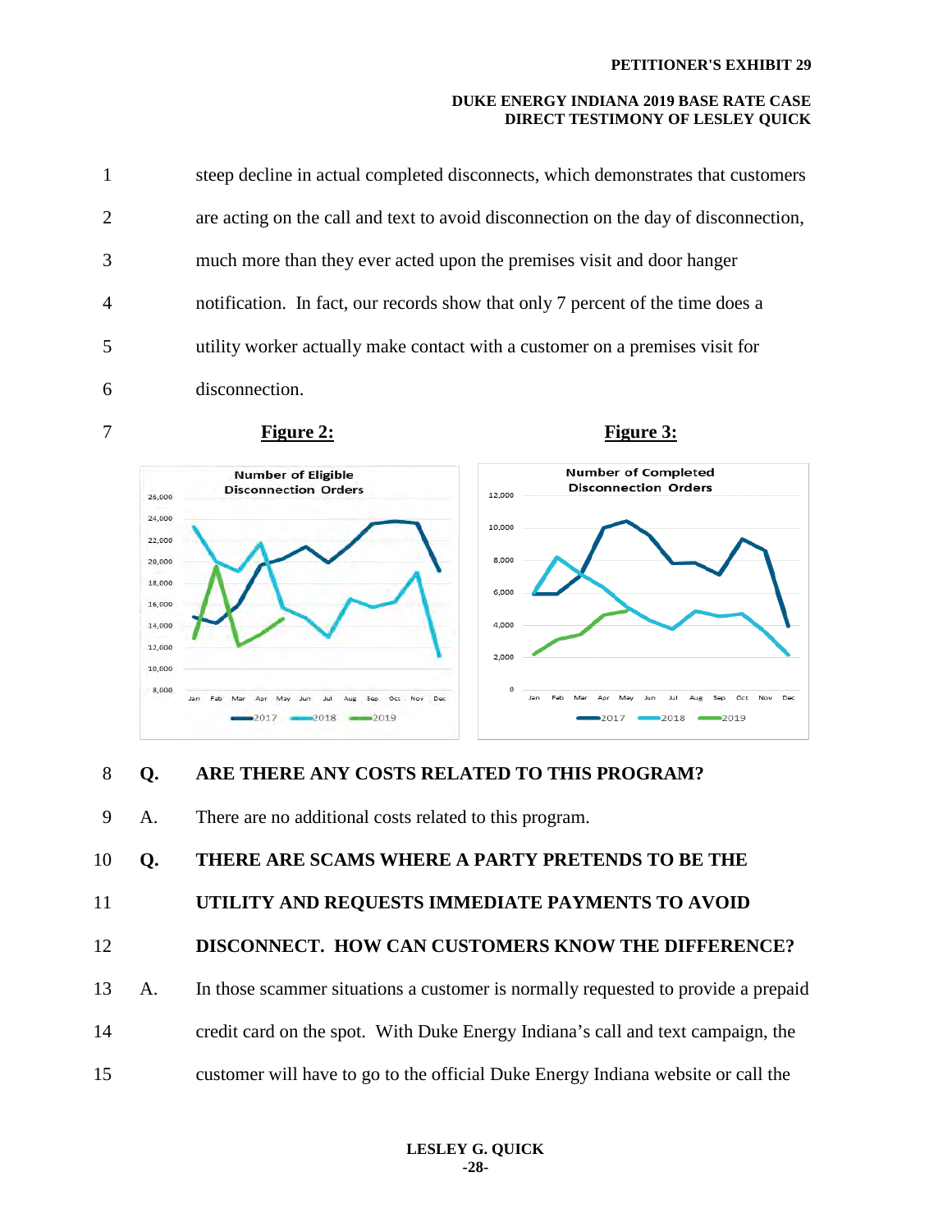steep decline in actual completed disconnects, which demonstrates that customers are acting on the call and text to avoid disconnection on the day of disconnection, much more than they ever acted upon the premises visit and door hanger notification. In fact, our records show that only 7 percent of the time does a utility worker actually make contact with a customer on a premises visit for disconnection.

**Figure 2:** **Figure 3:**

**Q. ARE THERE ANY COSTS RELATED TO THIS PROGRAM?**

A. There are no additional costs related to this program.

**Q. THERE ARE SCAMS WHERE A PARTY PRETENDS TO BE THE UTILITY AND REQUESTS IMMEDIATE PAYMENTS TO AVOID DISCONNECT. HOW CAN CUSTOMERS KNOW THE DIFFERENCE?**

A. In those scammer situations a customer is normally requested to provide a prepaid credit card on the spot. With Duke Energy Indiana's call and text campaign, the customer will have to go to the official Duke Energy Indiana website or call the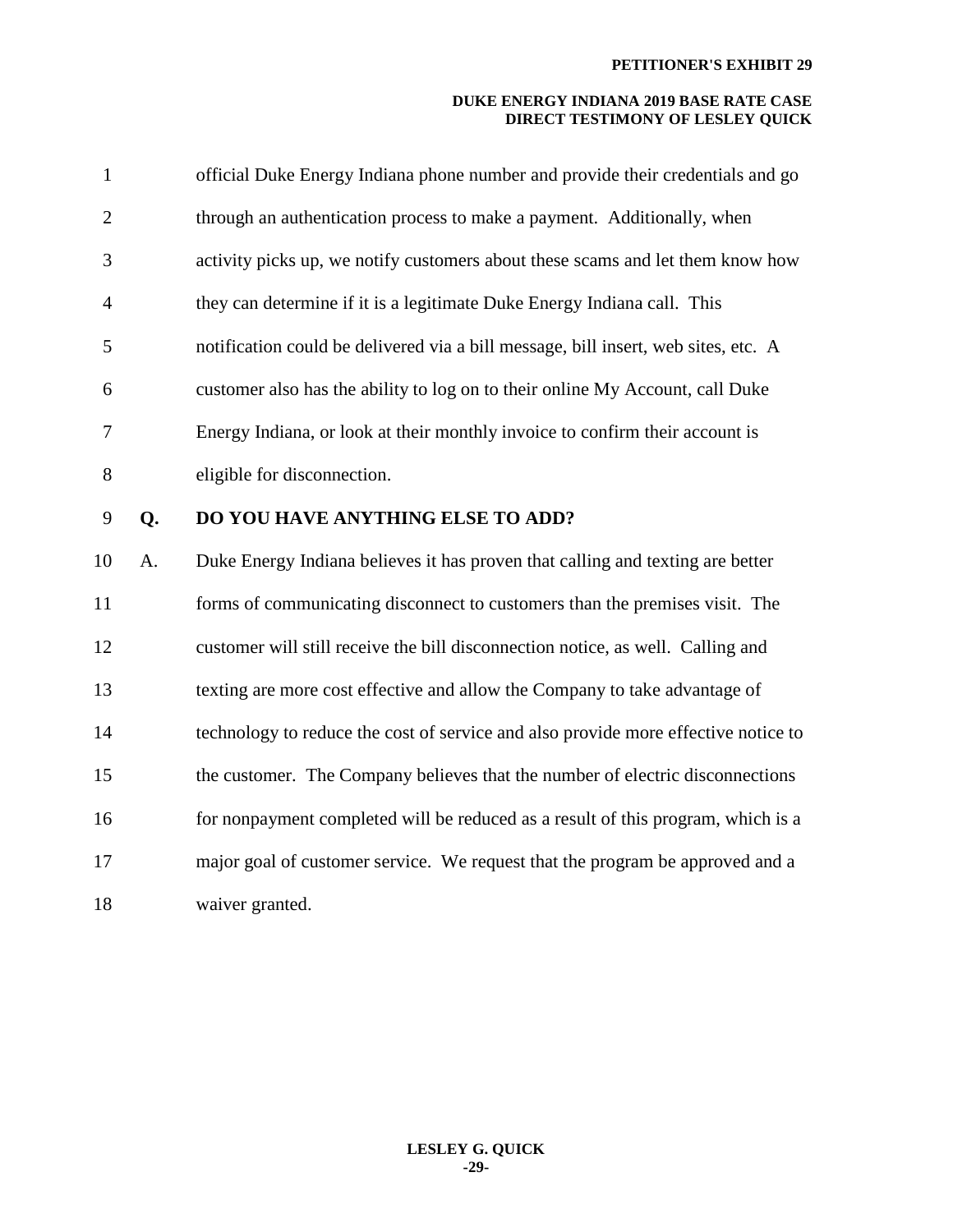official Duke Energy Indiana phone number and provide their credentials and go through an authentication process to make a payment. Additionally, when activity picks up, we notify customers about these scams and let them know how they can determine if it is a legitimate Duke Energy Indiana call. This notification could be delivered via a bill message, bill insert, web sites, etc. A customer also has the ability to log on to their online My Account, call Duke Energy Indiana, or look at their monthly invoice to confirm their account is eligible for disconnection.

**Q. DO YOU HAVE ANYTHING ELSE TO ADD?**

A. Duke Energy Indiana believes it has proven that calling and texting are better forms of communicating disconnect to customers than the premises visit. The customer will still receive the bill disconnection notice, as well. Calling and texting are more cost effective and allow the Company to take advantage of technology to reduce the cost of service and also provide more effective notice to the customer. The Company believes that the number of electric disconnections for nonpayment completed will be reduced as a result of this program, which is a major goal of customer service. We request that the program be approved and a waiver granted.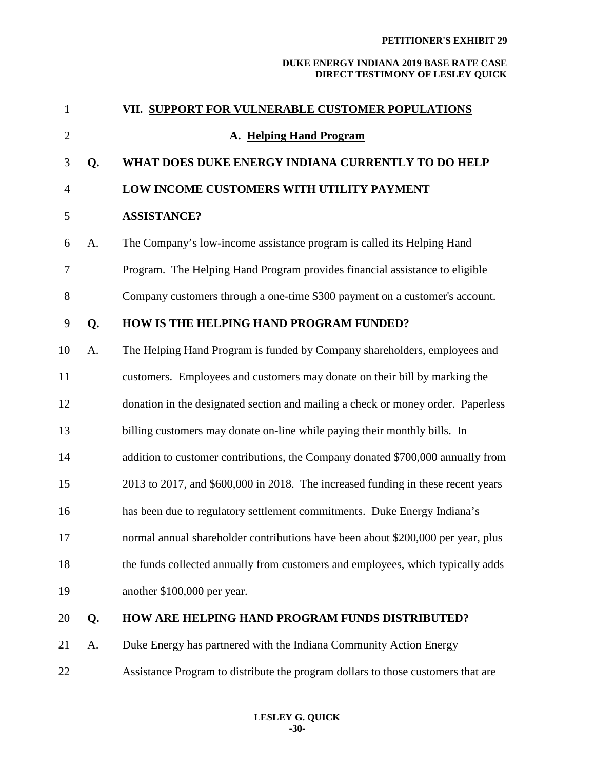## VII. SUPPORT FOR VULNERABLE CUSTOMER POPULATIONS

### A. Helping Hand Program

**Q. WHAT DOES DUKE ENERGY INDIANA CURRENTLY TO DO HELP LOW INCOME CUSTOMERS WITH UTILITY PAYMENT ASSISTANCE?**

A. The Company's low-income assistance program is called its Helping Hand Program. The Helping Hand Program provides financial assistance to eligible Company customers through a one-time $300 payment on a customer's account.

**Q. HOW IS THE HELPING HAND PROGRAM FUNDED?**

A. The Helping Hand Program is funded by Company shareholders, employees and customers. Employees and customers may donate on their bill by marking the donation in the designated section and mailing a check or money order. Paperless billing customers may donate on-line while paying their monthly bills. In addition to customer contributions, the Company donated $700,000 annually from 2013 to 2017, and $600,000 in 2018. The increased funding in these recent years has been due to regulatory settlement commitments. Duke Energy Indiana's normal annual shareholder contributions have been about $200,000 per year, plus the funds collected annually from customers and employees, which typically adds another $100,000 per year.

**Q. HOW ARE HELPING HAND PROGRAM FUNDS DISTRIBUTED?**

A. Duke Energy has partnered with the Indiana Community Action Energy Assistance Program to distribute the program dollars to those customers that are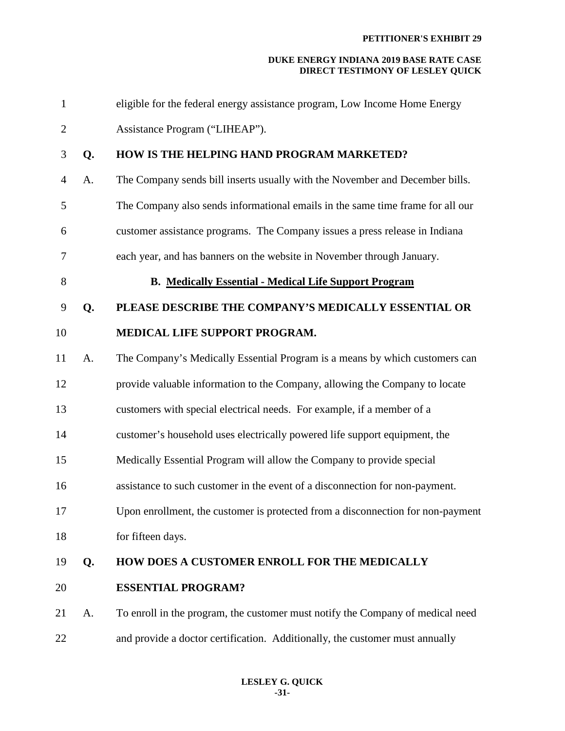eligible for the federal energy assistance program, Low Income Home Energy Assistance Program ("LIHEAP").

**Q. HOW IS THE HELPING HAND PROGRAM MARKETED?**

A. The Company sends bill inserts usually with the November and December bills. The Company also sends informational emails in the same time frame for all our customer assistance programs. The Company issues a press release in Indiana each year, and has banners on the website in November through January.

### B. Medically Essential - Medical Life Support Program

**Q. PLEASE DESCRIBE THE COMPANY'S MEDICALLY ESSENTIAL OR MEDICAL LIFE SUPPORT PROGRAM.**

A. The Company's Medically Essential Program is a means by which customers can provide valuable information to the Company, allowing the Company to locate customers with special electrical needs. For example, if a member of a customer's household uses electrically powered life support equipment, the Medically Essential Program will allow the Company to provide special assistance to such customer in the event of a disconnection for non-payment. Upon enrollment, the customer is protected from a disconnection for non-payment for fifteen days.

**Q. HOW DOES A CUSTOMER ENROLL FOR THE MEDICALLY ESSENTIAL PROGRAM?**

A. To enroll in the program, the customer must notify the Company of medical need and provide a doctor certification. Additionally, the customer must annually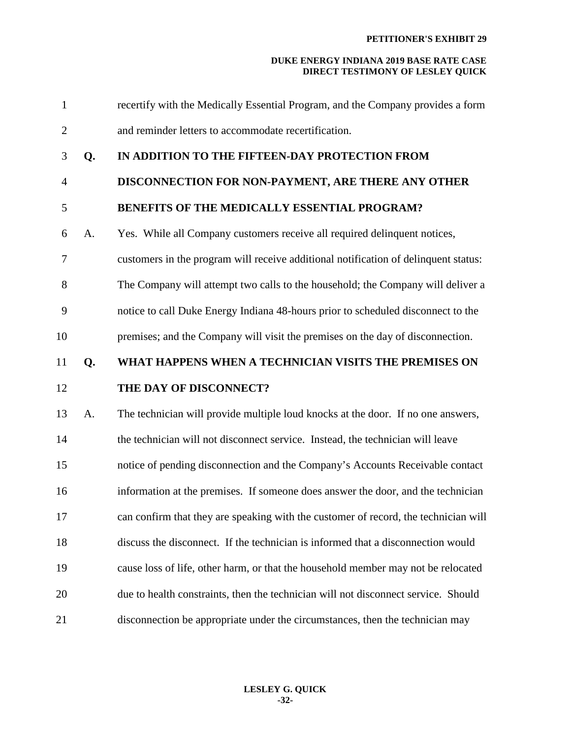recertify with the Medically Essential Program, and the Company provides a form and reminder letters to accommodate recertification.

**Q. IN ADDITION TO THE FIFTEEN-DAY PROTECTION FROM DISCONNECTION FOR NON-PAYMENT, ARE THERE ANY OTHER BENEFITS OF THE MEDICALLY ESSENTIAL PROGRAM?**

A. Yes. While all Company customers receive all required delinquent notices, customers in the program will receive additional notification of delinquent status: The Company will attempt two calls to the household; the Company will deliver a notice to call Duke Energy Indiana 48-hours prior to scheduled disconnect to the premises; and the Company will visit the premises on the day of disconnection.

**Q. WHAT HAPPENS WHEN A TECHNICIAN VISITS THE PREMISES ON THE DAY OF DISCONNECT?**

A. The technician will provide multiple loud knocks at the door. If no one answers, the technician will not disconnect service. Instead, the technician will leave notice of pending disconnection and the Company's Accounts Receivable contact information at the premises. If someone does answer the door, and the technician can confirm that they are speaking with the customer of record, the technician will discuss the disconnect. If the technician is informed that a disconnection would cause loss of life, other harm, or that the household member may not be relocated due to health constraints, then the technician will not disconnect service. Should disconnection be appropriate under the circumstances, then the technician may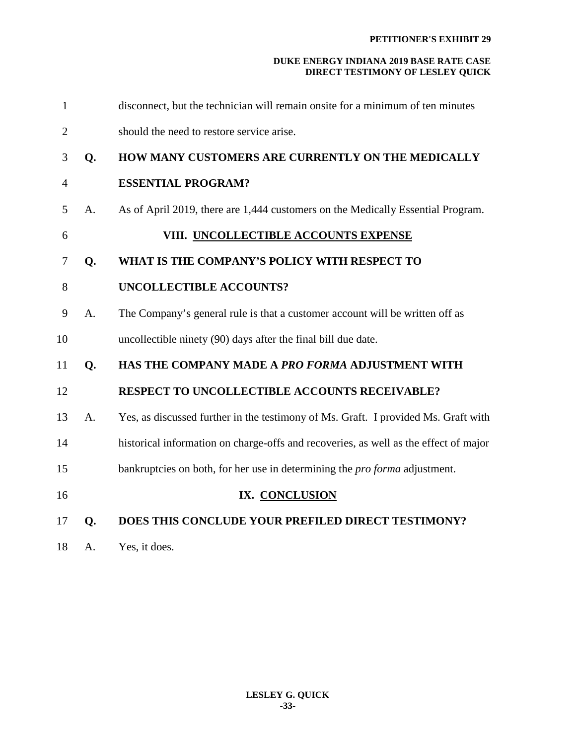disconnect, but the technician will remain onsite for a minimum of ten minutes should the need to restore service arise.

**Q. HOW MANY CUSTOMERS ARE CURRENTLY ON THE MEDICALLY ESSENTIAL PROGRAM?**

A. As of April 2019, there are 1,444 customers on the Medically Essential Program.

## VIII. UNCOLLECTIBLE ACCOUNTS EXPENSE

**Q. WHAT IS THE COMPANY'S POLICY WITH RESPECT TO UNCOLLECTIBLE ACCOUNTS?**

A. The Company's general rule is that a customer account will be written off as uncollectible ninety (90) days after the final bill due date.

**Q. HAS THE COMPANY MADE A *PRO FORMA* ADJUSTMENT WITH RESPECT TO UNCOLLECTIBLE ACCOUNTS RECEIVABLE?**

A. Yes, as discussed further in the testimony of Ms. Graft. I provided Ms. Graft with historical information on charge-offs and recoveries, as well as the effect of major bankruptcies on both, for her use in determining the *pro forma* adjustment.

## IX. CONCLUSION

**Q. DOES THIS CONCLUDE YOUR PREFILED DIRECT TESTIMONY?**

A. Yes, it does.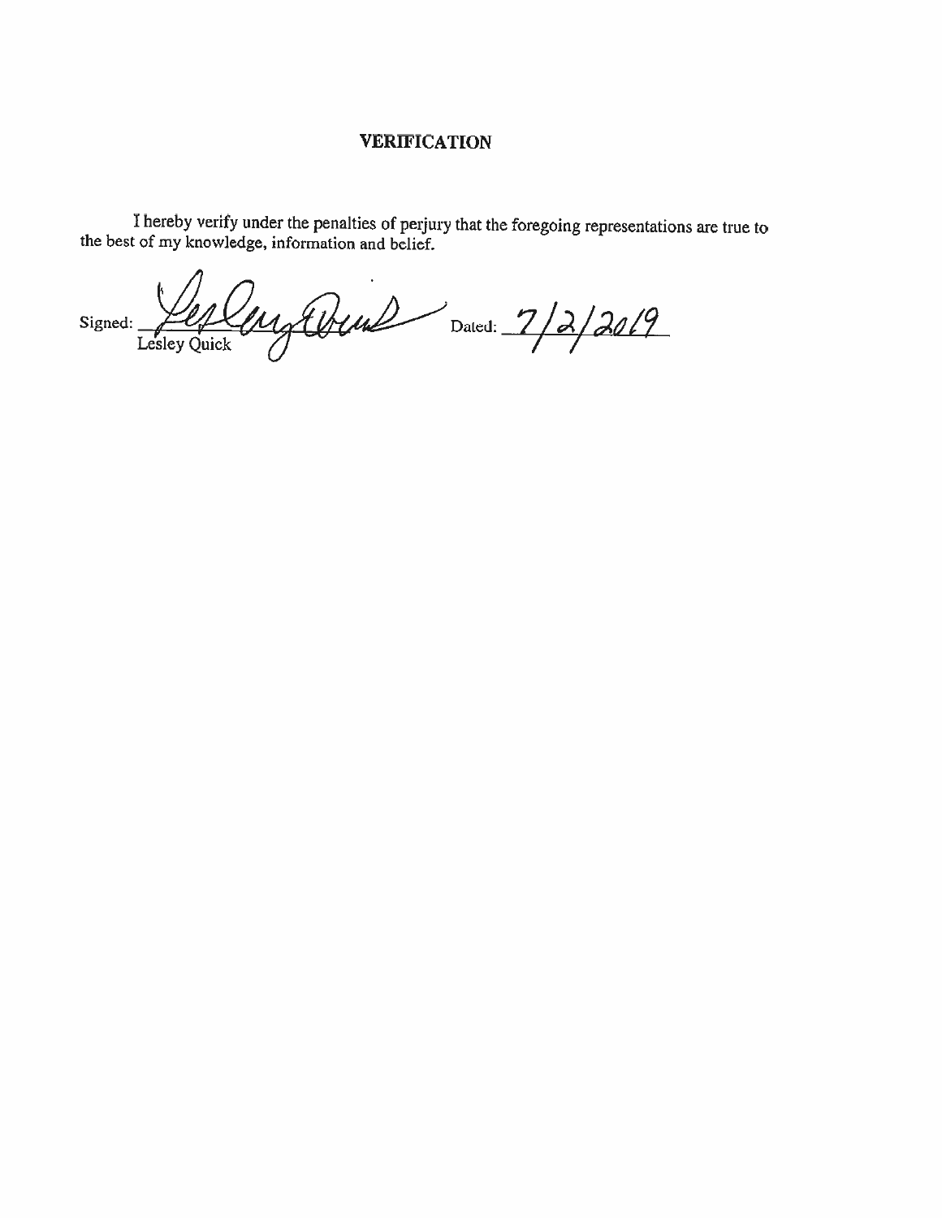# VERIFICATION

I hereby verify under the penalties of perjury that the foregoing representations are true to the best of my knowledge, information and belief.

Signed: ______________________ Dated: 7/2/2019
Lesley Quick